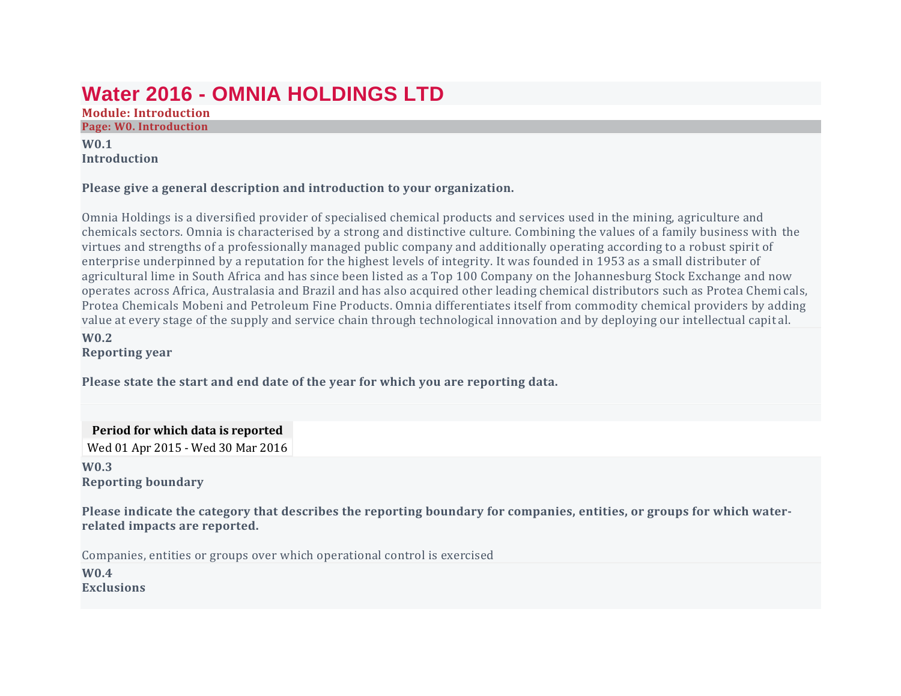# Water 2016 - OMNIA HOLDINGS LTD

**Module: Introduction**

**Page: W0. Introduction**

**W0.1**
**Introduction**

**Please give a general description and introduction to your organization.**

Omnia Holdings is a diversified provider of specialised chemical products and services used in the mining, agriculture and chemicals sectors. Omnia is characterised by a strong and distinctive culture. Combining the values of a family business with the virtues and strengths of a professionally managed public company and additionally operating according to a robust spirit of enterprise underpinned by a reputation for the highest levels of integrity. It was founded in 1953 as a small distributer of agricultural lime in South Africa and has since been listed as a Top 100 Company on the Johannesburg Stock Exchange and now operates across Africa, Australasia and Brazil and has also acquired other leading chemical distributors such as Protea Chemicals, Protea Chemicals Mobeni and Petroleum Fine Products. Omnia differentiates itself from commodity chemical providers by adding value at every stage of the supply and service chain through technological innovation and by deploying our intellectual capital.

**W0.2**
**Reporting year**

**Please state the start and end date of the year for which you are reporting data.**

| Period for which data is reported |
|---|
| Wed 01 Apr 2015 - Wed 30 Mar 2016 |

**W0.3**
**Reporting boundary**

**Please indicate the category that describes the reporting boundary for companies, entities, or groups for which water-related impacts are reported.**

Companies, entities or groups over which operational control is exercised

**W0.4**
**Exclusions**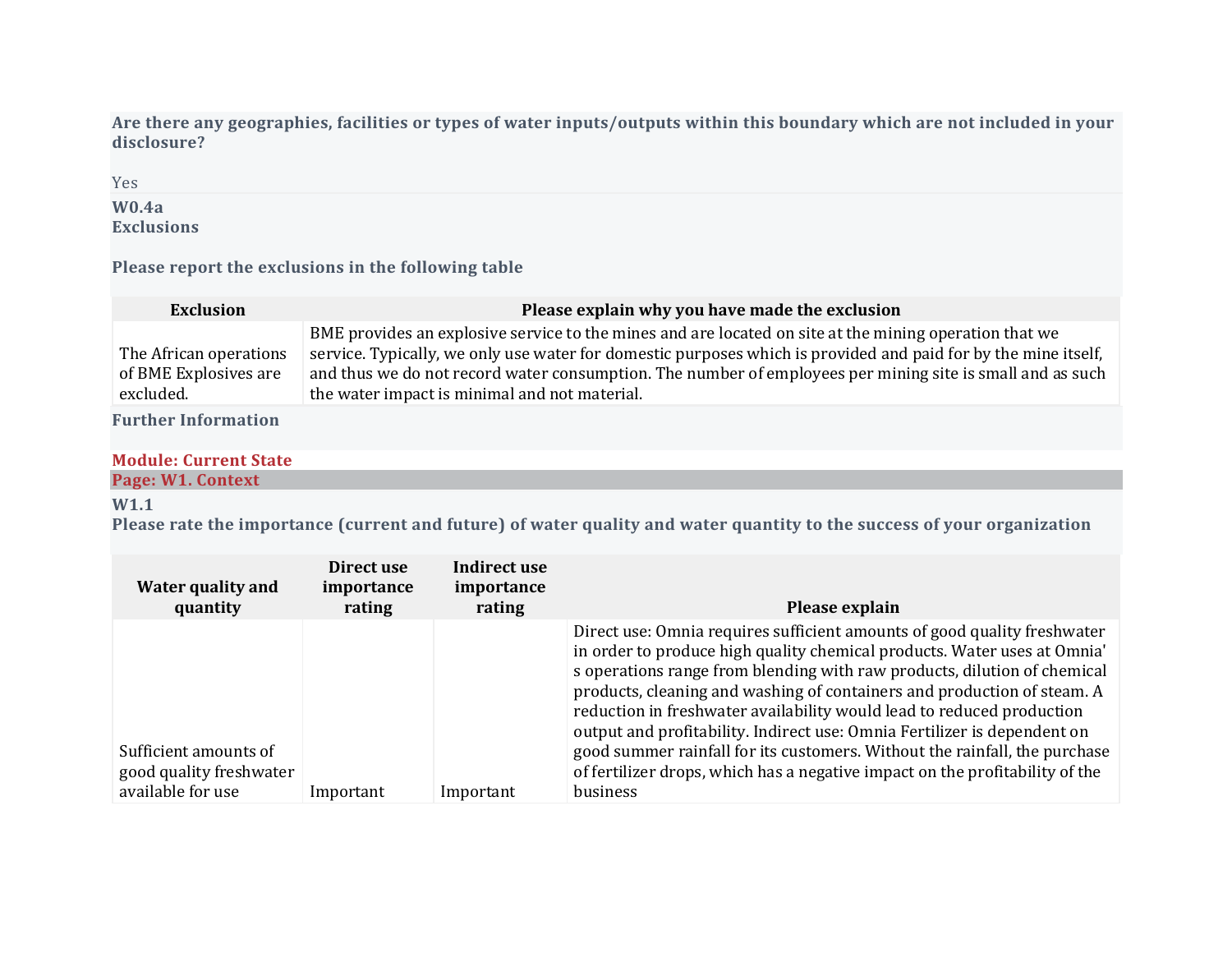**Are there any geographies, facilities or types of water inputs/outputs within this boundary which are not included in your disclosure?**

Yes

**W0.4a**
**Exclusions**

**Please report the exclusions in the following table**

| Exclusion | Please explain why you have made the exclusion |
|---|---|
| The African operations of BME Explosives are excluded. | BME provides an explosive service to the mines and are located on site at the mining operation that we service. Typically, we only use water for domestic purposes which is provided and paid for by the mine itself, and thus we do not record water consumption. The number of employees per mining site is small and as such the water impact is minimal and not material. |

**Further Information**

## Module: Current State

### Page: W1. Context

**W1.1**
**Please rate the importance (current and future) of water quality and water quantity to the success of your organization**

| Water quality and quantity | Direct use importance rating | Indirect use importance rating | Please explain |
|---|---|---|---|
| Sufficient amounts of good quality freshwater available for use | Important | Important | Direct use: Omnia requires sufficient amounts of good quality freshwater in order to produce high quality chemical products. Water uses at Omnia' s operations range from blending with raw products, dilution of chemical products, cleaning and washing of containers and production of steam. A reduction in freshwater availability would lead to reduced production output and profitability. Indirect use: Omnia Fertilizer is dependent on good summer rainfall for its customers. Without the rainfall, the purchase of fertilizer drops, which has a negative impact on the profitability of the business |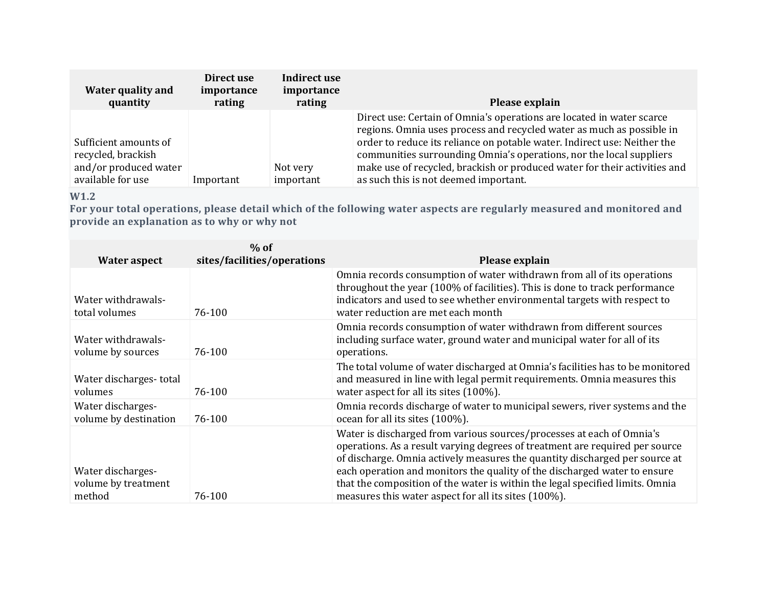| Water quality and quantity | Direct use importance rating | Indirect use importance rating | Please explain |
|---|---|---|---|
| Sufficient amounts of recycled, brackish and/or produced water available for use | Important | Not very important | Direct use: Certain of Omnia's operations are located in water scarce regions. Omnia uses process and recycled water as much as possible in order to reduce its reliance on potable water. Indirect use: Neither the communities surrounding Omnia's operations, nor the local suppliers make use of recycled, brackish or produced water for their activities and as such this is not deemed important. |

**W1.2**

**For your total operations, please detail which of the following water aspects are regularly measured and monitored and provide an explanation as to why or why not**

| Water aspect | % of sites/facilities/operations | Please explain |
|---|---|---|
| Water withdrawals- total volumes | 76-100 | Omnia records consumption of water withdrawn from all of its operations throughout the year (100% of facilities). This is done to track performance indicators and used to see whether environmental targets with respect to water reduction are met each month |
| Water withdrawals- volume by sources | 76-100 | Omnia records consumption of water withdrawn from different sources including surface water, ground water and municipal water for all of its operations. |
| Water discharges- total volumes | 76-100 | The total volume of water discharged at Omnia's facilities has to be monitored and measured in line with legal permit requirements. Omnia measures this water aspect for all its sites (100%). |
| Water discharges- volume by destination | 76-100 | Omnia records discharge of water to municipal sewers, river systems and the ocean for all its sites (100%). |
| Water discharges- volume by treatment method | 76-100 | Water is discharged from various sources/processes at each of Omnia's operations. As a result varying degrees of treatment are required per source of discharge. Omnia actively measures the quantity discharged per source at each operation and monitors the quality of the discharged water to ensure that the composition of the water is within the legal specified limits. Omnia measures this water aspect for all its sites (100%). |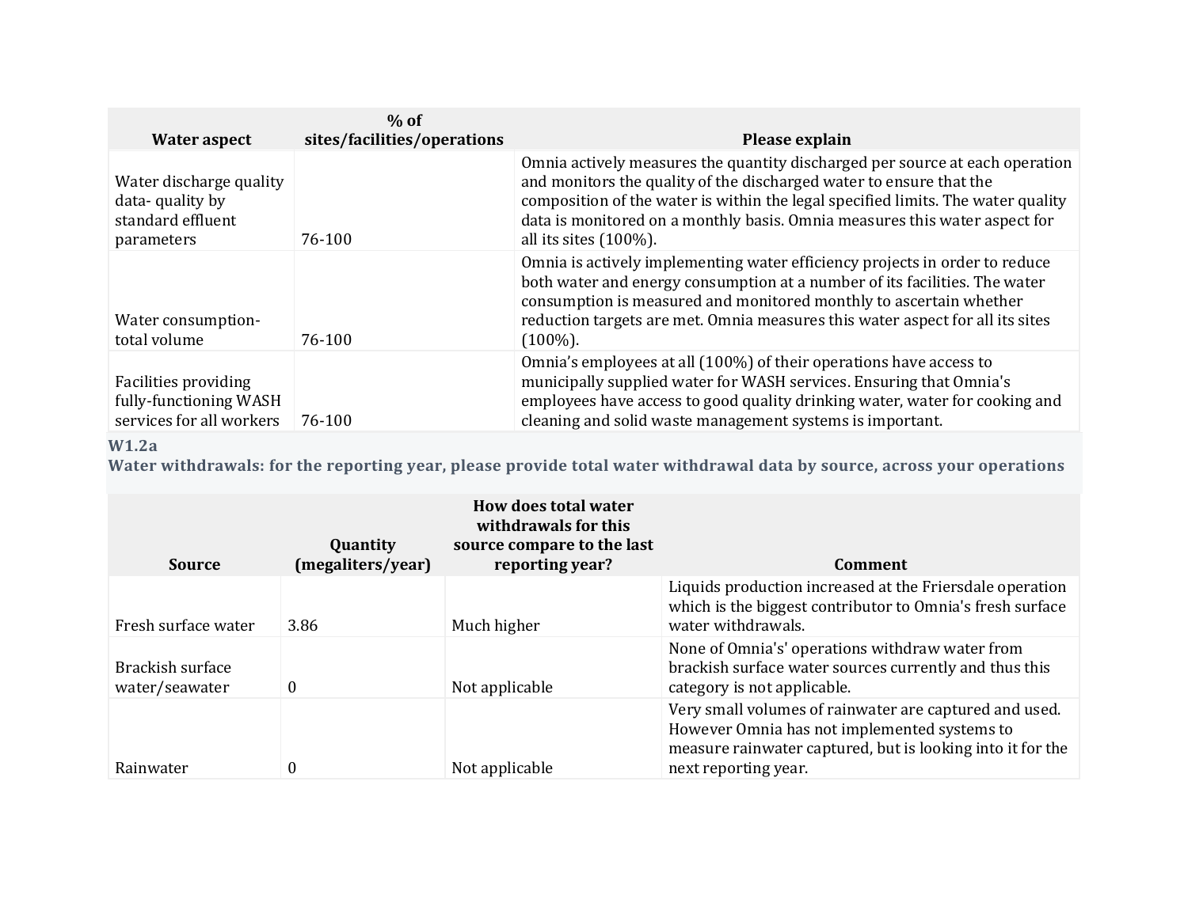| Water aspect | % of sites/facilities/operations | Please explain |
|---|---|---|
| Water discharge quality data- quality by standard effluent parameters | 76-100 | Omnia actively measures the quantity discharged per source at each operation and monitors the quality of the discharged water to ensure that the composition of the water is within the legal specified limits. The water quality data is monitored on a monthly basis. Omnia measures this water aspect for all its sites (100%). |
| Water consumption- total volume | 76-100 | Omnia is actively implementing water efficiency projects in order to reduce both water and energy consumption at a number of its facilities. The water consumption is measured and monitored monthly to ascertain whether reduction targets are met. Omnia measures this water aspect for all its sites (100%). |
| Facilities providing fully-functioning WASH services for all workers | 76-100 | Omnia's employees at all (100%) of their operations have access to municipally supplied water for WASH services. Ensuring that Omnia's employees have access to good quality drinking water, water for cooking and cleaning and solid waste management systems is important. |

### W1.2a

**Water withdrawals: for the reporting year, please provide total water withdrawal data by source, across your operations**

| Source | Quantity (megaliters/year) | How does total water withdrawals for this source compare to the last reporting year? | Comment |
|---|---|---|---|
| Fresh surface water | 3.86 | Much higher | Liquids production increased at the Friersdale operation which is the biggest contributor to Omnia's fresh surface water withdrawals. |
| Brackish surface water/seawater | 0 | Not applicable | None of Omnia's' operations withdraw water from brackish surface water sources currently and thus this category is not applicable. |
| Rainwater | 0 | Not applicable | Very small volumes of rainwater are captured and used. However Omnia has not implemented systems to measure rainwater captured, but is looking into it for the next reporting year. |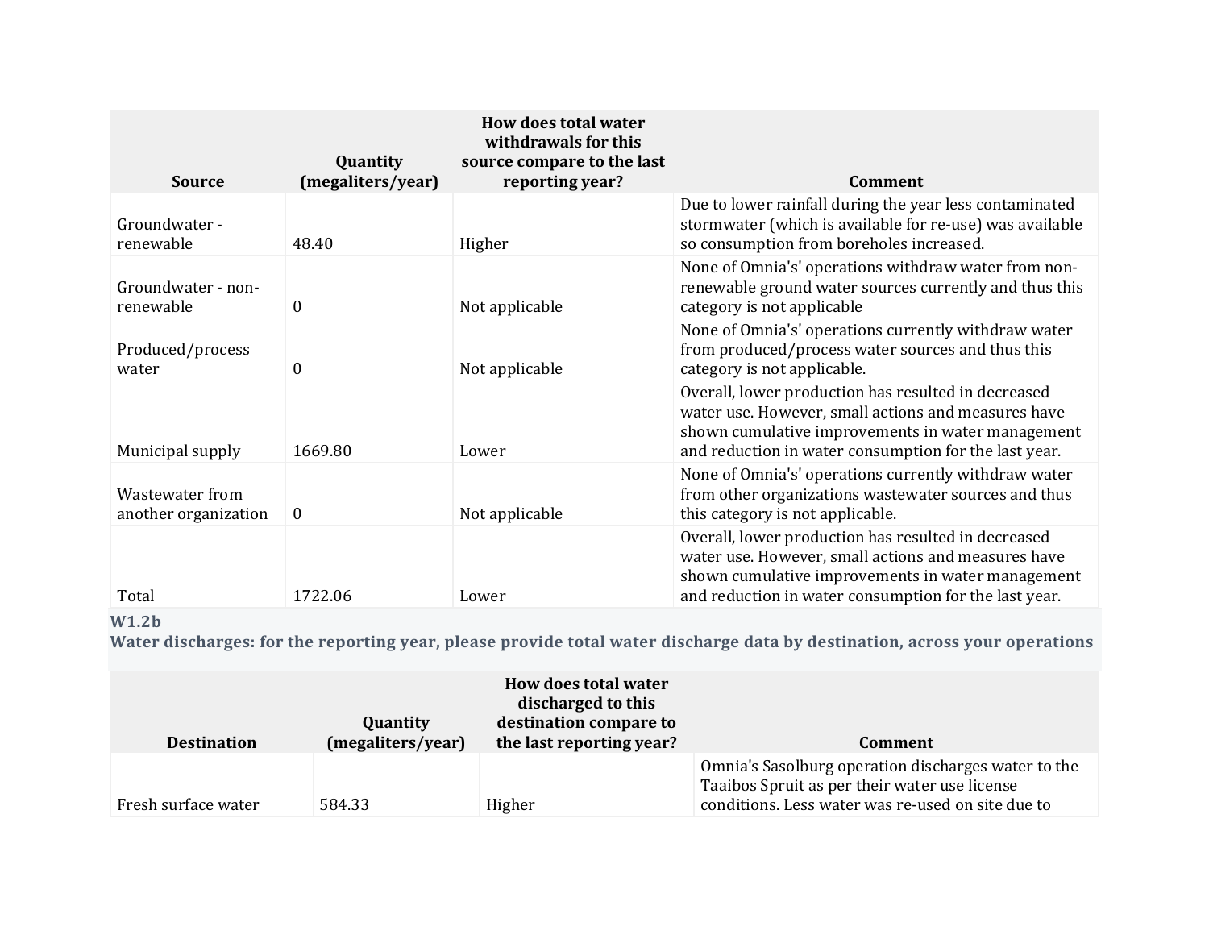| Source | Quantity (megaliters/year) | How does total water withdrawals for this source compare to the last reporting year? | Comment |
|---|---|---|---|
| Groundwater - renewable | 48.40 | Higher | Due to lower rainfall during the year less contaminated stormwater (which is available for re-use) was available so consumption from boreholes increased. |
| Groundwater - non-renewable | 0 | Not applicable | None of Omnia's' operations withdraw water from non-renewable ground water sources currently and thus this category is not applicable |
| Produced/process water | 0 | Not applicable | None of Omnia's' operations currently withdraw water from produced/process water sources and thus this category is not applicable. |
| Municipal supply | 1669.80 | Lower | Overall, lower production has resulted in decreased water use. However, small actions and measures have shown cumulative improvements in water management and reduction in water consumption for the last year. |
| Wastewater from another organization | 0 | Not applicable | None of Omnia's' operations currently withdraw water from other organizations wastewater sources and thus this category is not applicable. |
| Total | 1722.06 | Lower | Overall, lower production has resulted in decreased water use. However, small actions and measures have shown cumulative improvements in water management and reduction in water consumption for the last year. |

### W1.2b

**Water discharges: for the reporting year, please provide total water discharge data by destination, across your operations**

| Destination | Quantity (megaliters/year) | How does total water discharged to this destination compare to the last reporting year? | Comment |
|---|---|---|---|
| Fresh surface water | 584.33 | Higher | Omnia's Sasolburg operation discharges water to the Taaibos Spruit as per their water use license conditions. Less water was re-used on site due to |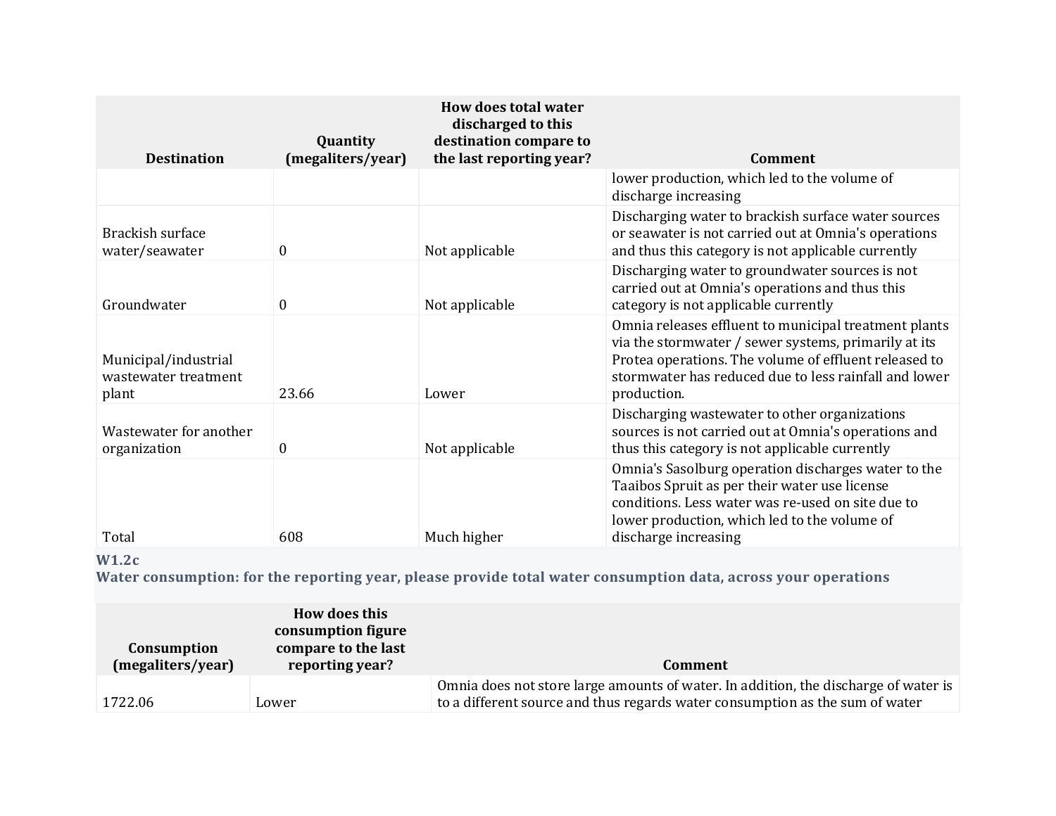| Destination | Quantity (megaliters/year) | How does total water discharged to this destination compare to the last reporting year? | Comment |
|---|---|---|---|
| | | | lower production, which led to the volume of discharge increasing |
| Brackish surface water/seawater | 0 | Not applicable | Discharging water to brackish surface water sources or seawater is not carried out at Omnia's operations and thus this category is not applicable currently |
| Groundwater | 0 | Not applicable | Discharging water to groundwater sources is not carried out at Omnia's operations and thus this category is not applicable currently |
| Municipal/industrial wastewater treatment plant | 23.66 | Lower | Omnia releases effluent to municipal treatment plants via the stormwater / sewer systems, primarily at its Protea operations. The volume of effluent released to stormwater has reduced due to less rainfall and lower production. |
| Wastewater for another organization | 0 | Not applicable | Discharging wastewater to other organizations sources is not carried out at Omnia's operations and thus this category is not applicable currently |
| Total | 608 | Much higher | Omnia's Sasolburg operation discharges water to the Taaibos Spruit as per their water use license conditions. Less water was re-used on site due to lower production, which led to the volume of discharge increasing |

### W1.2c

**Water consumption: for the reporting year, please provide total water consumption data, across your operations**

| Consumption (megaliters/year) | How does this consumption figure compare to the last reporting year? | Comment |
|---|---|---|
| 1722.06 | Lower | Omnia does not store large amounts of water. In addition, the discharge of water is to a different source and thus regards water consumption as the sum of water |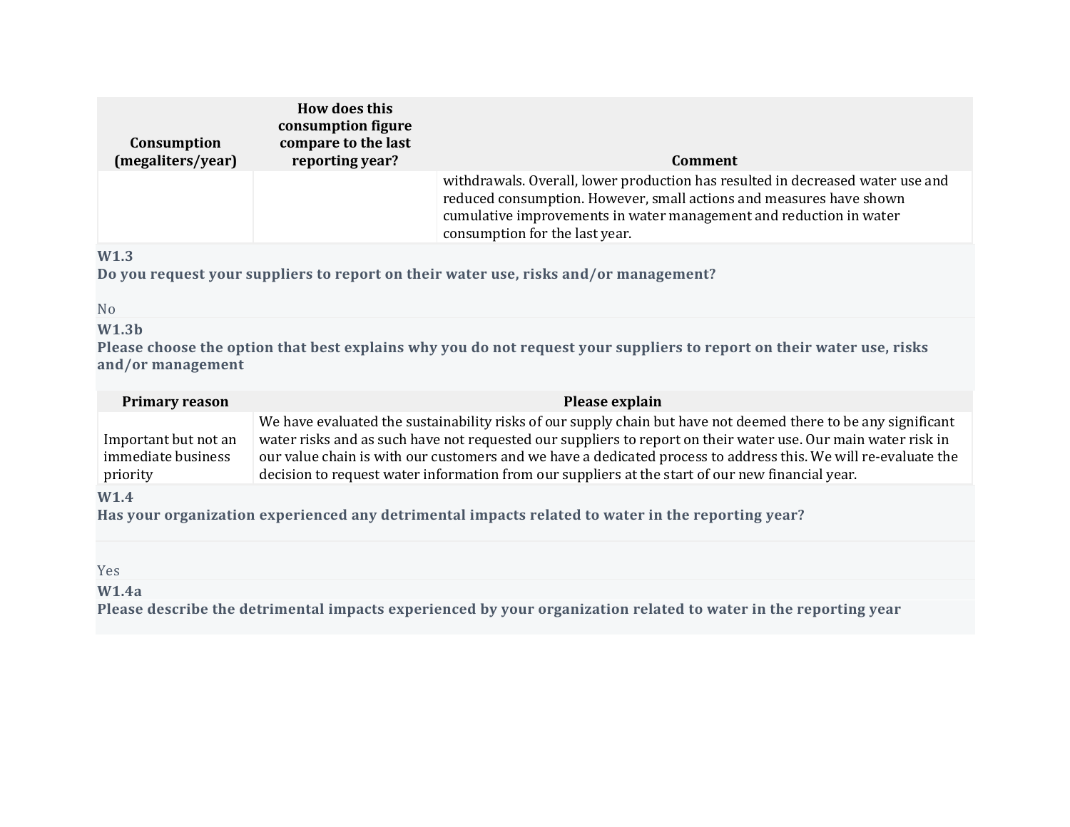| Consumption (megaliters/year) | How does this consumption figure compare to the last reporting year? | Comment |
|---|---|---|
| | | withdrawals. Overall, lower production has resulted in decreased water use and reduced consumption. However, small actions and measures have shown cumulative improvements in water management and reduction in water consumption for the last year. |

### W1.3
**Do you request your suppliers to report on their water use, risks and/or management?**

No

### W1.3b
**Please choose the option that best explains why you do not request your suppliers to report on their water use, risks and/or management**

| Primary reason | Please explain |
|---|---|
| Important but not an immediate business priority | We have evaluated the sustainability risks of our supply chain but have not deemed there to be any significant water risks and as such have not requested our suppliers to report on their water use. Our main water risk in our value chain is with our customers and we have a dedicated process to address this. We will re-evaluate the decision to request water information from our suppliers at the start of our new financial year. |

### W1.4
**Has your organization experienced any detrimental impacts related to water in the reporting year?**

Yes

### W1.4a
**Please describe the detrimental impacts experienced by your organization related to water in the reporting year**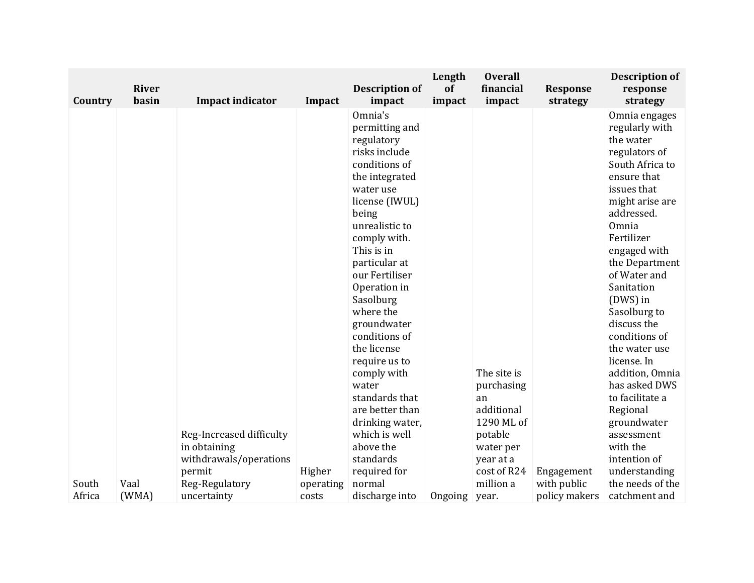| Country | River basin | Impact indicator | Impact | Description of impact | Length of impact | Overall financial impact | Response strategy | Description of response strategy |
|---|---|---|---|---|---|---|---|---|
| South Africa | Vaal (WMA) | Reg-Increased difficulty in obtaining withdrawals/operations permit Reg-Regulatory uncertainty | Higher operating costs | Omnia's permitting and regulatory risks include conditions of the integrated water use license (IWUL) being unrealistic to comply with. This is in particular at our Fertiliser Operation in Sasolburg where the groundwater conditions of the license require us to comply with water standards that are better than drinking water, which is well above the standards required for normal discharge into | Ongoing | The site is purchasing an additional 1290 ML of potable water per year at a cost of R24 million a year. | Engagement with public policy makers | Omnia engages regularly with the water regulators of South Africa to ensure that issues that might arise are addressed. Omnia Fertilizer engaged with the Department of Water and Sanitation (DWS) in Sasolburg to discuss the conditions of the water use license. In addition, Omnia has asked DWS to facilitate a Regional groundwater assessment with the intention of understanding the needs of the catchment and |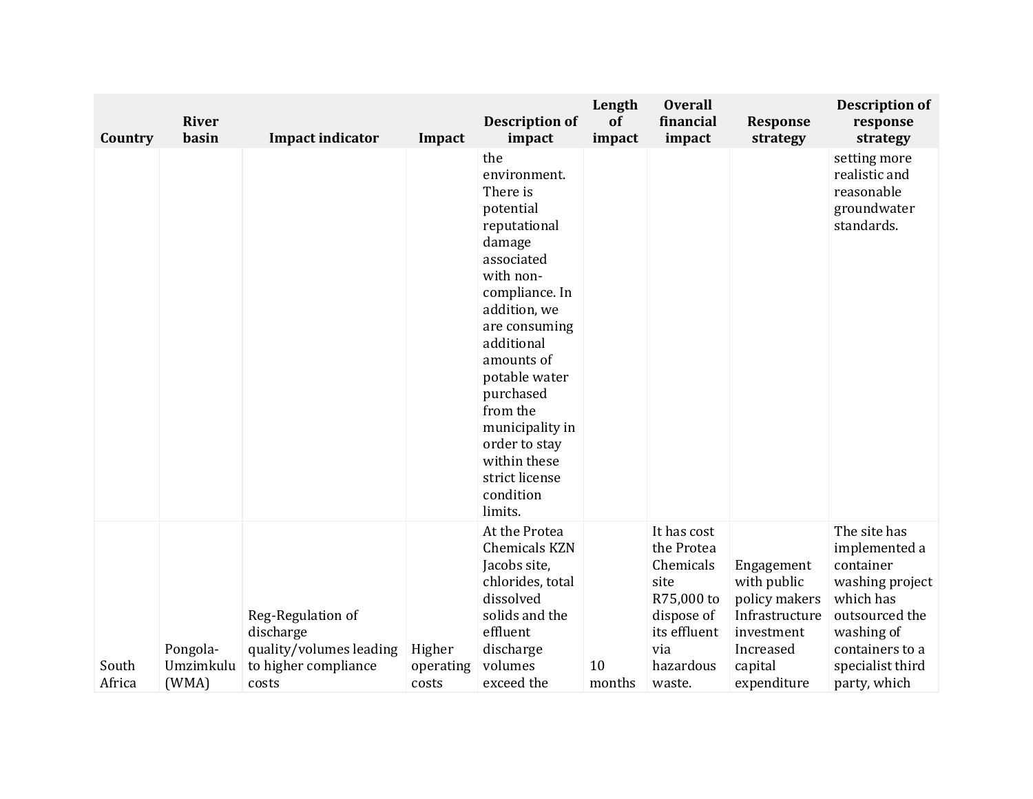| Country | River basin | Impact indicator | Impact | Description of impact | Length of impact | Overall financial impact | Response strategy | Description of response strategy |
|---|---|---|---|---|---|---|---|---|
| | | | | the environment. There is potential reputational damage associated with non-compliance. In addition, we are consuming additional amounts of potable water purchased from the municipality in order to stay within these strict license condition limits. | | | | setting more realistic and reasonable groundwater standards. |
| South Africa | Pongola-Umzimkulu (WMA) | Reg-Regulation of discharge quality/volumes leading to higher compliance costs | Higher operating costs | At the Protea Chemicals KZN Jacobs site, chlorides, total dissolved solids and the effluent discharge volumes exceed the | 10 months | It has cost the Protea Chemicals site R75,000 to dispose of its effluent via hazardous waste. | Engagement with public policy makers Infrastructure investment Increased capital expenditure | The site has implemented a container washing project which has outsourced the washing of containers to a specialist third party, which |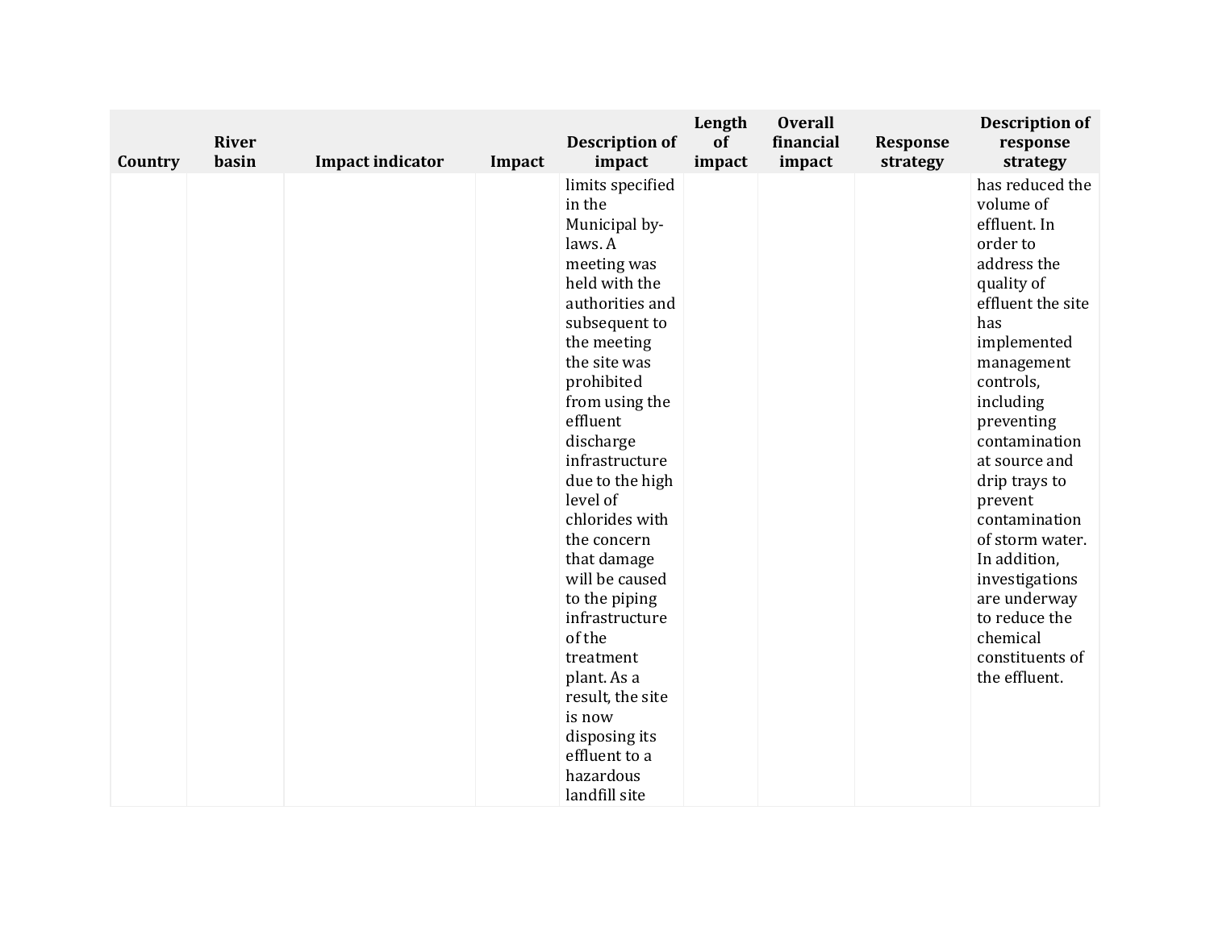| Country | River basin | Impact indicator | Impact | Description of impact | Length of impact | Overall financial impact | Response strategy | Description of response strategy |
|---|---|---|---|---|---|---|---|---|
| | | | | limits specified in the Municipal by-laws. A meeting was held with the authorities and subsequent to the meeting the site was prohibited from using the effluent discharge infrastructure due to the high level of chlorides with the concern that damage will be caused to the piping infrastructure of the treatment plant. As a result, the site is now disposing its effluent to a hazardous landfill site | | | | has reduced the volume of effluent. In order to address the quality of effluent the site has implemented management controls, including preventing contamination at source and drip trays to prevent contamination of storm water. In addition, investigations are underway to reduce the chemical constituents of the effluent. |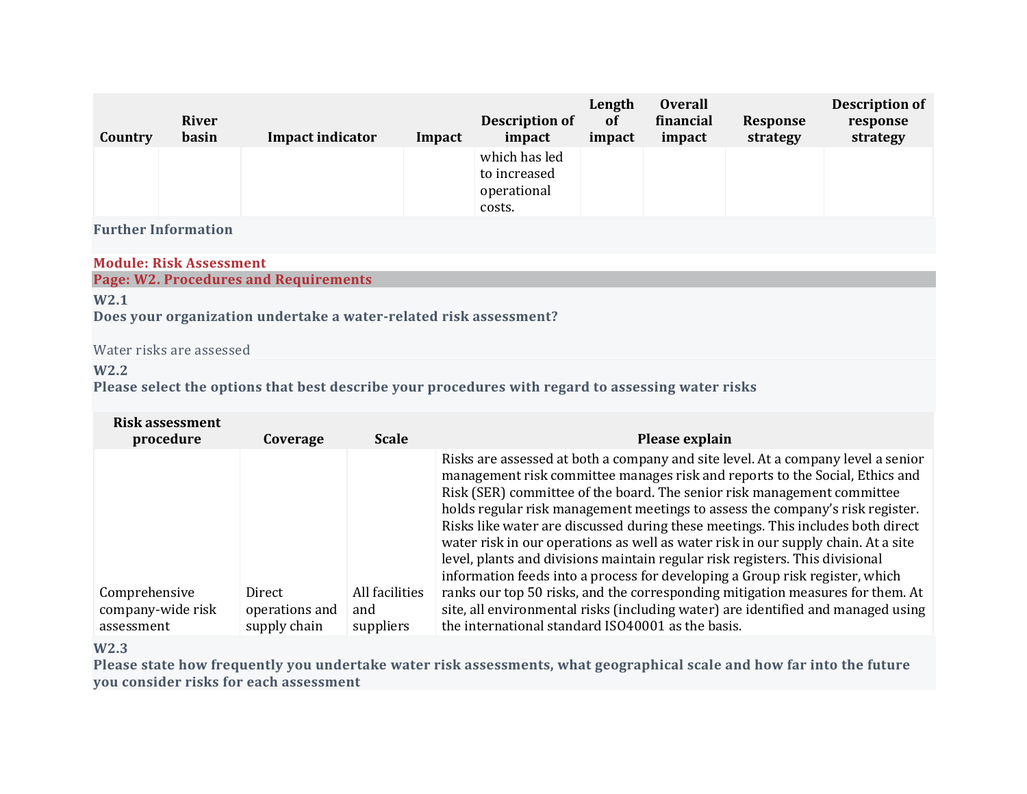| Country | River basin | Impact indicator | Impact | Description of impact | Length of impact | Overall financial impact | Response strategy | Description of response strategy |
|---|---|---|---|---|---|---|---|---|
| | | | | which has led to increased operational costs. | | | | |

**Further Information**

## Module: Risk Assessment

### Page: W2. Procedures and Requirements

**W2.1**

**Does your organization undertake a water-related risk assessment?**

Water risks are assessed

**W2.2**

**Please select the options that best describe your procedures with regard to assessing water risks**

| Risk assessment procedure | Coverage | Scale | Please explain |
|---|---|---|---|
| Comprehensive company-wide risk assessment | Direct operations and supply chain | All facilities and suppliers | Risks are assessed at both a company and site level. At a company level a senior management risk committee manages risk and reports to the Social, Ethics and Risk (SER) committee of the board. The senior risk management committee holds regular risk management meetings to assess the company's risk register. Risks like water are discussed during these meetings. This includes both direct water risk in our operations as well as water risk in our supply chain. At a site level, plants and divisions maintain regular risk registers. This divisional information feeds into a process for developing a Group risk register, which ranks our top 50 risks, and the corresponding mitigation measures for them. At site, all environmental risks (including water) are identified and managed using the international standard ISO40001 as the basis. |

**W2.3**

**Please state how frequently you undertake water risk assessments, what geographical scale and how far into the future you consider risks for each assessment**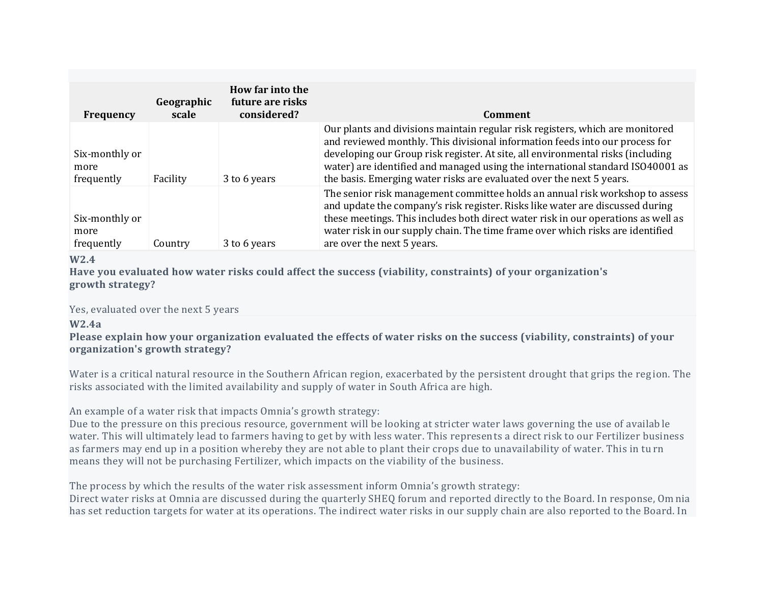| Frequency | Geographic scale | How far into the future are risks considered? | Comment |
|---|---|---|---|
| Six-monthly or more frequently | Facility | 3 to 6 years | Our plants and divisions maintain regular risk registers, which are monitored and reviewed monthly. This divisional information feeds into our process for developing our Group risk register. At site, all environmental risks (including water) are identified and managed using the international standard ISO40001 as the basis. Emerging water risks are evaluated over the next 5 years. |
| Six-monthly or more frequently | Country | 3 to 6 years | The senior risk management committee holds an annual risk workshop to assess and update the company's risk register. Risks like water are discussed during these meetings. This includes both direct water risk in our operations as well as water risk in our supply chain. The time frame over which risks are identified are over the next 5 years. |

**W2.4**
**Have you evaluated how water risks could affect the success (viability, constraints) of your organization's growth strategy?**

Yes, evaluated over the next 5 years

**W2.4a**
**Please explain how your organization evaluated the effects of water risks on the success (viability, constraints) of your organization's growth strategy?**

Water is a critical natural resource in the Southern African region, exacerbated by the persistent drought that grips the region. The risks associated with the limited availability and supply of water in South Africa are high.

An example of a water risk that impacts Omnia's growth strategy:
Due to the pressure on this precious resource, government will be looking at stricter water laws governing the use of available water. This will ultimately lead to farmers having to get by with less water. This represents a direct risk to our Fertilizer business as farmers may end up in a position whereby they are not able to plant their crops due to unavailability of water. This in turn means they will not be purchasing Fertilizer, which impacts on the viability of the business.

The process by which the results of the water risk assessment inform Omnia's growth strategy:
Direct water risks at Omnia are discussed during the quarterly SHEQ forum and reported directly to the Board. In response, Omnia has set reduction targets for water at its operations. The indirect water risks in our supply chain are also reported to the Board. In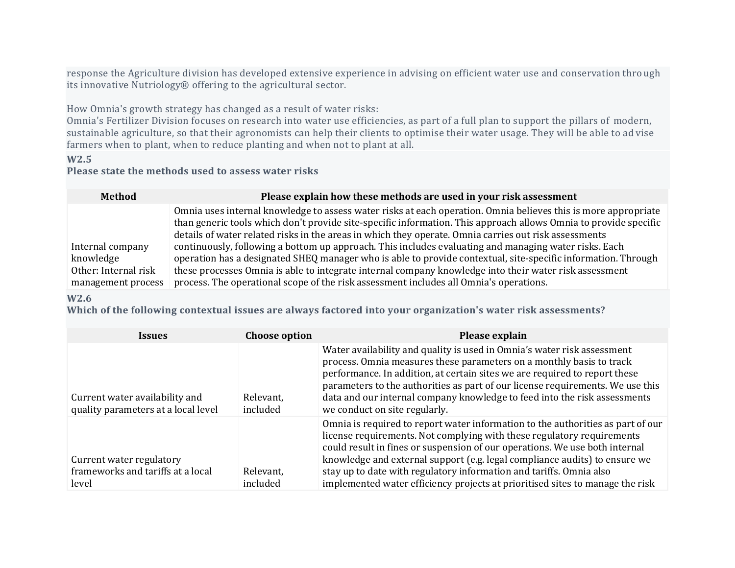response the Agriculture division has developed extensive experience in advising on efficient water use and conservation through its innovative Nutriology® offering to the agricultural sector.

How Omnia's growth strategy has changed as a result of water risks:
Omnia's Fertilizer Division focuses on research into water use efficiencies, as part of a full plan to support the pillars of modern, sustainable agriculture, so that their agronomists can help their clients to optimise their water usage. They will be able to advise farmers when to plant, when to reduce planting and when not to plant at all.

**W2.5**
**Please state the methods used to assess water risks**

| Method | Please explain how these methods are used in your risk assessment |
|---|---|
| Internal company knowledge<br>Other: Internal risk management process | Omnia uses internal knowledge to assess water risks at each operation. Omnia believes this is more appropriate than generic tools which don't provide site-specific information. This approach allows Omnia to provide specific details of water related risks in the areas in which they operate. Omnia carries out risk assessments continuously, following a bottom up approach. This includes evaluating and managing water risks. Each operation has a designated SHEQ manager who is able to provide contextual, site-specific information. Through these processes Omnia is able to integrate internal company knowledge into their water risk assessment process. The operational scope of the risk assessment includes all Omnia's operations. |

**W2.6**
**Which of the following contextual issues are always factored into your organization's water risk assessments?**

| Issues | Choose option | Please explain |
|---|---|---|
| Current water availability and quality parameters at a local level | Relevant, included | Water availability and quality is used in Omnia's water risk assessment process. Omnia measures these parameters on a monthly basis to track performance. In addition, at certain sites we are required to report these parameters to the authorities as part of our license requirements. We use this data and our internal company knowledge to feed into the risk assessments we conduct on site regularly. |
| Current water regulatory frameworks and tariffs at a local level | Relevant, included | Omnia is required to report water information to the authorities as part of our license requirements. Not complying with these regulatory requirements could result in fines or suspension of our operations. We use both internal knowledge and external support (e.g. legal compliance audits) to ensure we stay up to date with regulatory information and tariffs. Omnia also implemented water efficiency projects at prioritised sites to manage the risk |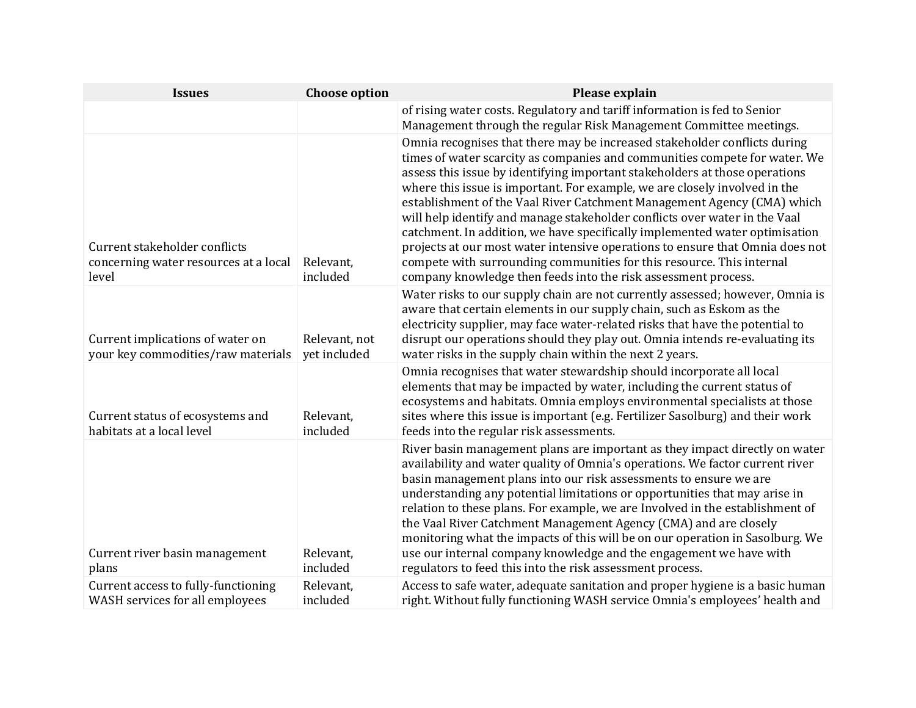| Issues | Choose option | Please explain |
| --- | --- | --- |
| | | of rising water costs. Regulatory and tariff information is fed to Senior Management through the regular Risk Management Committee meetings. |
| Current stakeholder conflicts concerning water resources at a local level | Relevant, included | Omnia recognises that there may be increased stakeholder conflicts during times of water scarcity as companies and communities compete for water. We assess this issue by identifying important stakeholders at those operations where this issue is important. For example, we are closely involved in the establishment of the Vaal River Catchment Management Agency (CMA) which will help identify and manage stakeholder conflicts over water in the Vaal catchment. In addition, we have specifically implemented water optimisation projects at our most water intensive operations to ensure that Omnia does not compete with surrounding communities for this resource. This internal company knowledge then feeds into the risk assessment process. |
| Current implications of water on your key commodities/raw materials | Relevant, not yet included | Water risks to our supply chain are not currently assessed; however, Omnia is aware that certain elements in our supply chain, such as Eskom as the electricity supplier, may face water-related risks that have the potential to disrupt our operations should they play out. Omnia intends re-evaluating its water risks in the supply chain within the next 2 years. |
| Current status of ecosystems and habitats at a local level | Relevant, included | Omnia recognises that water stewardship should incorporate all local elements that may be impacted by water, including the current status of ecosystems and habitats. Omnia employs environmental specialists at those sites where this issue is important (e.g. Fertilizer Sasolburg) and their work feeds into the regular risk assessments. |
| Current river basin management plans | Relevant, included | River basin management plans are important as they impact directly on water availability and water quality of Omnia's operations. We factor current river basin management plans into our risk assessments to ensure we are understanding any potential limitations or opportunities that may arise in relation to these plans. For example, we are Involved in the establishment of the Vaal River Catchment Management Agency (CMA) and are closely monitoring what the impacts of this will be on our operation in Sasolburg. We use our internal company knowledge and the engagement we have with regulators to feed this into the risk assessment process. |
| Current access to fully-functioning WASH services for all employees | Relevant, included | Access to safe water, adequate sanitation and proper hygiene is a basic human right. Without fully functioning WASH service Omnia's employees' health and |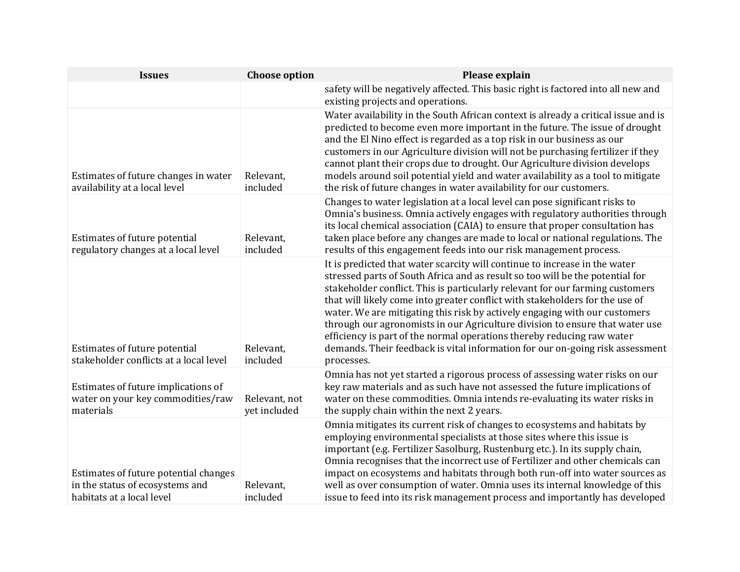| Issues | Choose option | Please explain |
| --- | --- | --- |
| | | safety will be negatively affected. This basic right is factored into all new and existing projects and operations. |
| Estimates of future changes in water availability at a local level | Relevant, included | Water availability in the South African context is already a critical issue and is predicted to become even more important in the future. The issue of drought and the El Nino effect is regarded as a top risk in our business as our customers in our Agriculture division will not be purchasing fertilizer if they cannot plant their crops due to drought. Our Agriculture division develops models around soil potential yield and water availability as a tool to mitigate the risk of future changes in water availability for our customers. |
| Estimates of future potential regulatory changes at a local level | Relevant, included | Changes to water legislation at a local level can pose significant risks to Omnia's business. Omnia actively engages with regulatory authorities through its local chemical association (CAIA) to ensure that proper consultation has taken place before any changes are made to local or national regulations. The results of this engagement feeds into our risk management process. |
| Estimates of future potential stakeholder conflicts at a local level | Relevant, included | It is predicted that water scarcity will continue to increase in the water stressed parts of South Africa and as result so too will be the potential for stakeholder conflict. This is particularly relevant for our farming customers that will likely come into greater conflict with stakeholders for the use of water. We are mitigating this risk by actively engaging with our customers through our agronomists in our Agriculture division to ensure that water use efficiency is part of the normal operations thereby reducing raw water demands. Their feedback is vital information for our on-going risk assessment processes. |
| Estimates of future implications of water on your key commodities/raw materials | Relevant, not yet included | Omnia has not yet started a rigorous process of assessing water risks on our key raw materials and as such have not assessed the future implications of water on these commodities. Omnia intends re-evaluating its water risks in the supply chain within the next 2 years. |
| Estimates of future potential changes in the status of ecosystems and habitats at a local level | Relevant, included | Omnia mitigates its current risk of changes to ecosystems and habitats by employing environmental specialists at those sites where this issue is important (e.g. Fertilizer Sasolburg, Rustenburg etc.). In its supply chain, Omnia recognises that the incorrect use of Fertilizer and other chemicals can impact on ecosystems and habitats through both run-off into water sources as well as over consumption of water. Omnia uses its internal knowledge of this issue to feed into its risk management process and importantly has developed |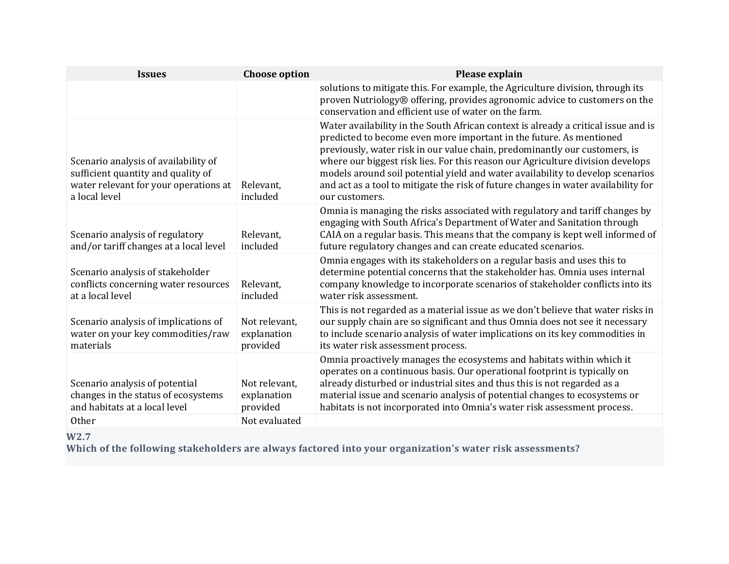| Issues | Choose option | Please explain |
| --- | --- | --- |
| | | solutions to mitigate this. For example, the Agriculture division, through its proven Nutriology® offering, provides agronomic advice to customers on the conservation and efficient use of water on the farm. |
| Scenario analysis of availability of sufficient quantity and quality of water relevant for your operations at a local level | Relevant, included | Water availability in the South African context is already a critical issue and is predicted to become even more important in the future. As mentioned previously, water risk in our value chain, predominantly our customers, is where our biggest risk lies. For this reason our Agriculture division develops models around soil potential yield and water availability to develop scenarios and act as a tool to mitigate the risk of future changes in water availability for our customers. |
| Scenario analysis of regulatory and/or tariff changes at a local level | Relevant, included | Omnia is managing the risks associated with regulatory and tariff changes by engaging with South Africa's Department of Water and Sanitation through CAIA on a regular basis. This means that the company is kept well informed of future regulatory changes and can create educated scenarios. |
| Scenario analysis of stakeholder conflicts concerning water resources at a local level | Relevant, included | Omnia engages with its stakeholders on a regular basis and uses this to determine potential concerns that the stakeholder has. Omnia uses internal company knowledge to incorporate scenarios of stakeholder conflicts into its water risk assessment. |
| Scenario analysis of implications of water on your key commodities/raw materials | Not relevant, explanation provided | This is not regarded as a material issue as we don't believe that water risks in our supply chain are so significant and thus Omnia does not see it necessary to include scenario analysis of water implications on its key commodities in its water risk assessment process. |
| Scenario analysis of potential changes in the status of ecosystems and habitats at a local level | Not relevant, explanation provided | Omnia proactively manages the ecosystems and habitats within which it operates on a continuous basis. Our operational footprint is typically on already disturbed or industrial sites and thus this is not regarded as a material issue and scenario analysis of potential changes to ecosystems or habitats is not incorporated into Omnia's water risk assessment process. |
| Other | Not evaluated | |

**W2.7**

**Which of the following stakeholders are always factored into your organization's water risk assessments?**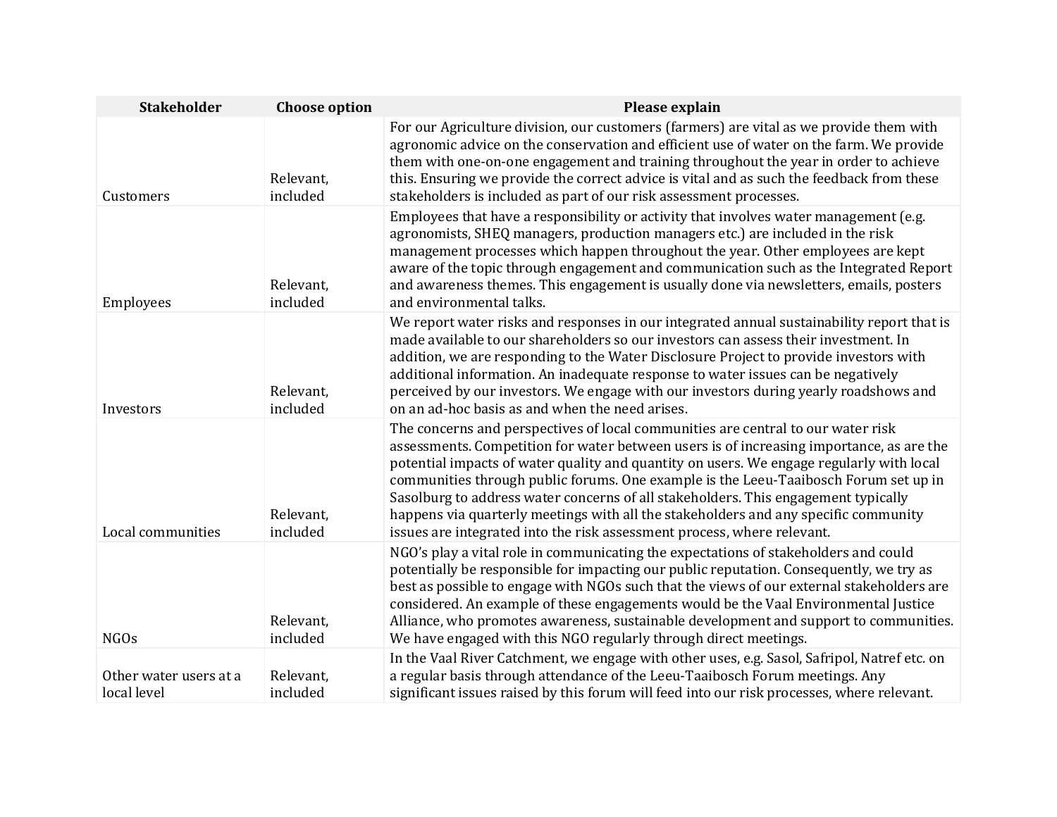| Stakeholder | Choose option | Please explain |
| --- | --- | --- |
| Customers | Relevant, included | For our Agriculture division, our customers (farmers) are vital as we provide them with agronomic advice on the conservation and efficient use of water on the farm. We provide them with one-on-one engagement and training throughout the year in order to achieve this. Ensuring we provide the correct advice is vital and as such the feedback from these stakeholders is included as part of our risk assessment processes. |
| Employees | Relevant, included | Employees that have a responsibility or activity that involves water management (e.g. agronomists, SHEQ managers, production managers etc.) are included in the risk management processes which happen throughout the year. Other employees are kept aware of the topic through engagement and communication such as the Integrated Report and awareness themes. This engagement is usually done via newsletters, emails, posters and environmental talks. |
| Investors | Relevant, included | We report water risks and responses in our integrated annual sustainability report that is made available to our shareholders so our investors can assess their investment. In addition, we are responding to the Water Disclosure Project to provide investors with additional information. An inadequate response to water issues can be negatively perceived by our investors. We engage with our investors during yearly roadshows and on an ad-hoc basis as and when the need arises. |
| Local communities | Relevant, included | The concerns and perspectives of local communities are central to our water risk assessments. Competition for water between users is of increasing importance, as are the potential impacts of water quality and quantity on users. We engage regularly with local communities through public forums. One example is the Leeu-Taaibosch Forum set up in Sasolburg to address water concerns of all stakeholders. This engagement typically happens via quarterly meetings with all the stakeholders and any specific community issues are integrated into the risk assessment process, where relevant. |
| NGOs | Relevant, included | NGO's play a vital role in communicating the expectations of stakeholders and could potentially be responsible for impacting our public reputation. Consequently, we try as best as possible to engage with NGOs such that the views of our external stakeholders are considered. An example of these engagements would be the Vaal Environmental Justice Alliance, who promotes awareness, sustainable development and support to communities. We have engaged with this NGO regularly through direct meetings. |
| Other water users at a local level | Relevant, included | In the Vaal River Catchment, we engage with other uses, e.g. Sasol, Safripol, Natref etc. on a regular basis through attendance of the Leeu-Taaibosch Forum meetings. Any significant issues raised by this forum will feed into our risk processes, where relevant. |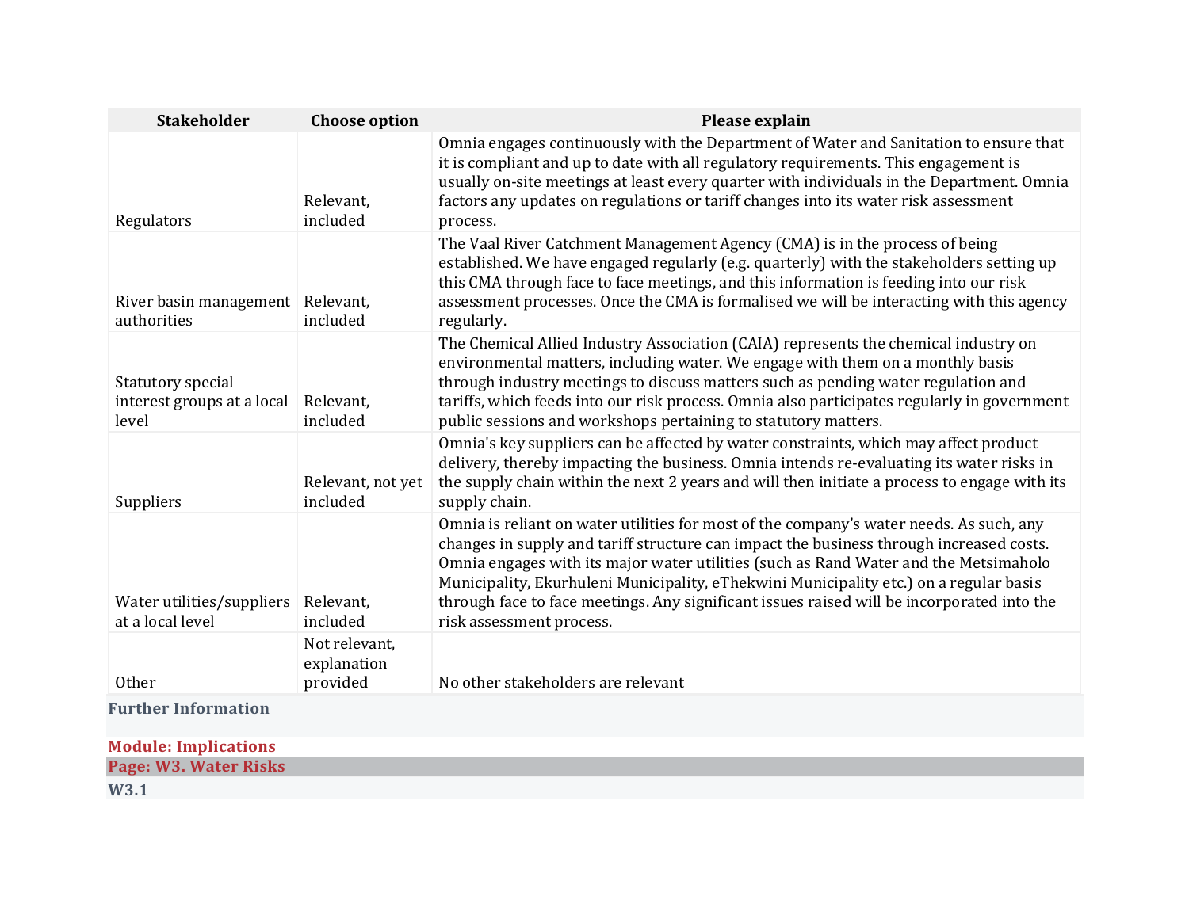| Stakeholder | Choose option | Please explain |
|---|---|---|
| Regulators | Relevant, included | Omnia engages continuously with the Department of Water and Sanitation to ensure that it is compliant and up to date with all regulatory requirements. This engagement is usually on-site meetings at least every quarter with individuals in the Department. Omnia factors any updates on regulations or tariff changes into its water risk assessment process. |
| River basin management authorities | Relevant, included | The Vaal River Catchment Management Agency (CMA) is in the process of being established. We have engaged regularly (e.g. quarterly) with the stakeholders setting up this CMA through face to face meetings, and this information is feeding into our risk assessment processes. Once the CMA is formalised we will be interacting with this agency regularly. |
| Statutory special interest groups at a local level | Relevant, included | The Chemical Allied Industry Association (CAIA) represents the chemical industry on environmental matters, including water. We engage with them on a monthly basis through industry meetings to discuss matters such as pending water regulation and tariffs, which feeds into our risk process. Omnia also participates regularly in government public sessions and workshops pertaining to statutory matters. |
| Suppliers | Relevant, not yet included | Omnia's key suppliers can be affected by water constraints, which may affect product delivery, thereby impacting the business. Omnia intends re-evaluating its water risks in the supply chain within the next 2 years and will then initiate a process to engage with its supply chain. |
| Water utilities/suppliers at a local level | Relevant, included | Omnia is reliant on water utilities for most of the company's water needs. As such, any changes in supply and tariff structure can impact the business through increased costs. Omnia engages with its major water utilities (such as Rand Water and the Metsimaholo Municipality, Ekurhuleni Municipality, eThekwini Municipality etc.) on a regular basis through face to face meetings. Any significant issues raised will be incorporated into the risk assessment process. |
| Other | Not relevant, explanation provided | No other stakeholders are relevant |

**Further Information**

**Module: Implications**

**Page: W3. Water Risks**

**W3.1**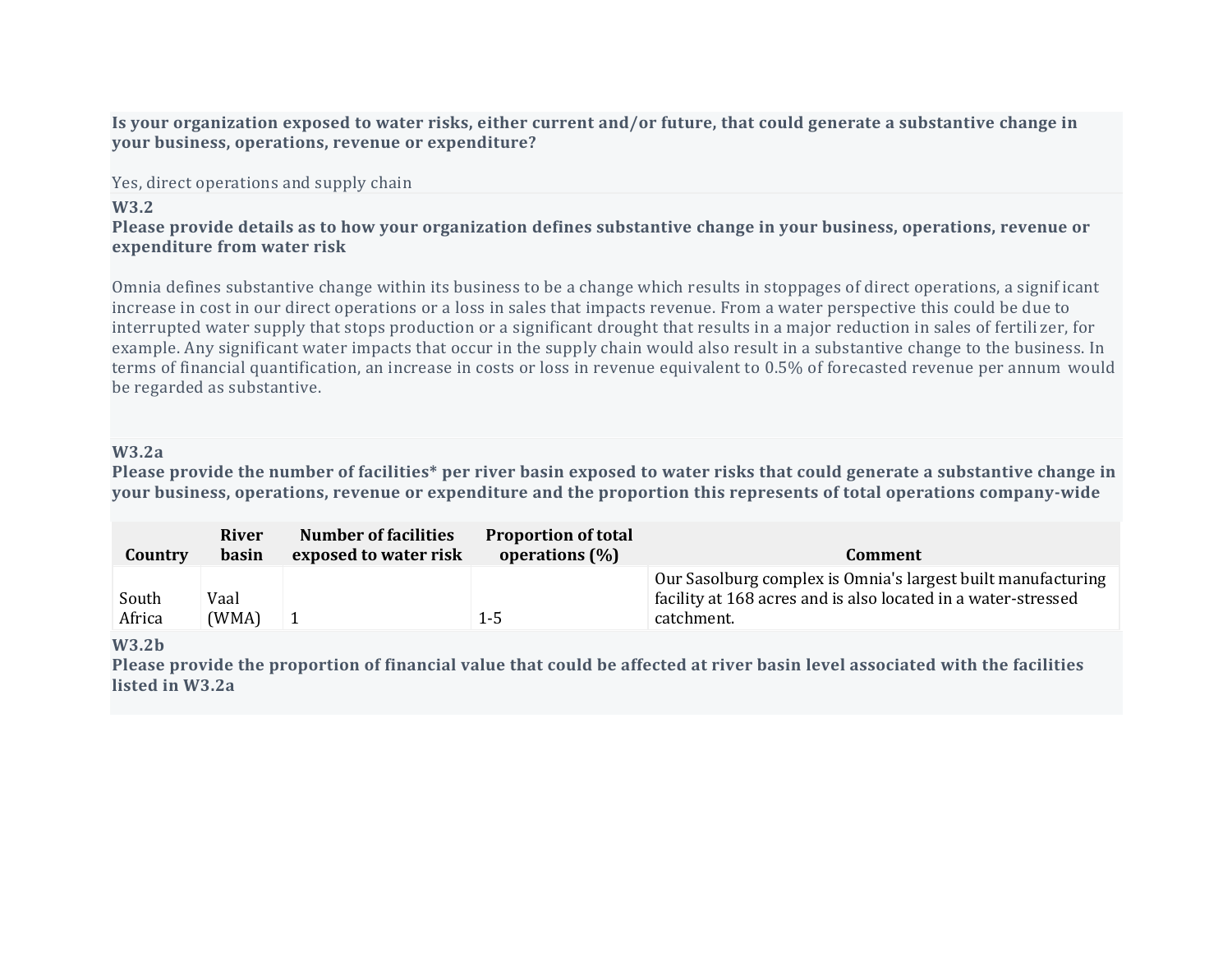**Is your organization exposed to water risks, either current and/or future, that could generate a substantive change in your business, operations, revenue or expenditure?**

Yes, direct operations and supply chain

### W3.2

**Please provide details as to how your organization defines substantive change in your business, operations, revenue or expenditure from water risk**

Omnia defines substantive change within its business to be a change which results in stoppages of direct operations, a significant increase in cost in our direct operations or a loss in sales that impacts revenue. From a water perspective this could be due to interrupted water supply that stops production or a significant drought that results in a major reduction in sales of fertilizer, for example. Any significant water impacts that occur in the supply chain would also result in a substantive change to the business. In terms of financial quantification, an increase in costs or loss in revenue equivalent to 0.5% of forecasted revenue per annum would be regarded as substantive.

### W3.2a

**Please provide the number of facilities* per river basin exposed to water risks that could generate a substantive change in your business, operations, revenue or expenditure and the proportion this represents of total operations company-wide**

| Country | River basin | Number of facilities exposed to water risk | Proportion of total operations (%) | Comment |
|---|---|---|---|---|
| South Africa | Vaal (WMA) | 1 | 1-5 | Our Sasolburg complex is Omnia's largest built manufacturing facility at 168 acres and is also located in a water-stressed catchment. |

### W3.2b

**Please provide the proportion of financial value that could be affected at river basin level associated with the facilities listed in W3.2a**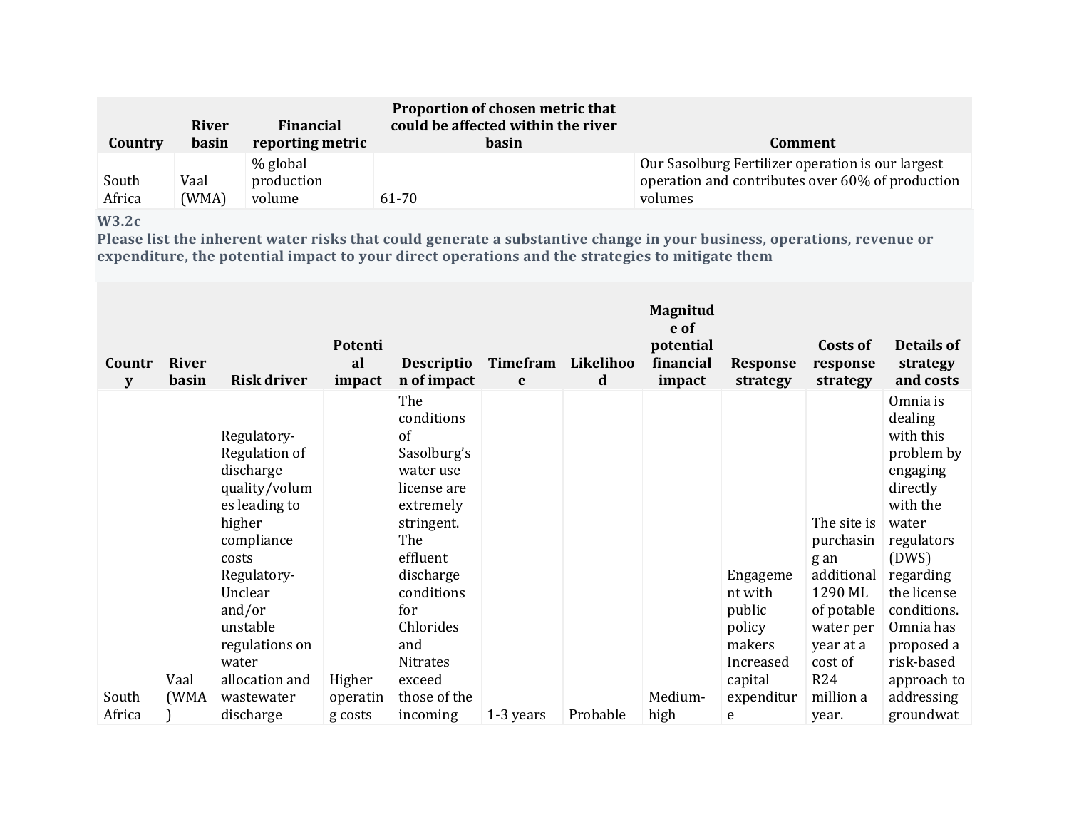| Country | River basin | Financial reporting metric | Proportion of chosen metric that could be affected within the river basin | Comment |
|---|---|---|---|---|
| South Africa | Vaal (WMA) | % global production volume | 61-70 | Our Sasolburg Fertilizer operation is our largest operation and contributes over 60% of production volumes |

**W3.2c**

**Please list the inherent water risks that could generate a substantive change in your business, operations, revenue or expenditure, the potential impact to your direct operations and the strategies to mitigate them**

| Country | River basin | Risk driver | Potential impact | Description of impact | Timeframe | Likelihood | Magnitude of potential financial impact | Response strategy | Costs of response strategy | Details of strategy and costs |
|---|---|---|---|---|---|---|---|---|---|---|
| South Africa | Vaal (WMA) | Regulatory-Regulation of discharge quality/volumes leading to higher compliance costs Regulatory-Unclear and/or unstable regulations on water allocation and wastewater discharge | Higher operating costs | The conditions of Sasolburg's water use license are extremely stringent. The effluent discharge conditions for Chlorides and Nitrates exceed those of the incoming | 1-3 years | Probable | Medium-high | Engagement with public policy makers Increased capital expenditure | The site is purchasing an additional 1290 ML of potable water per year at a cost of R24 million a year. | Omnia is dealing with this problem by engaging directly with the water regulators (DWS) regarding the license conditions. Omnia has proposed a risk-based approach to addressing groundwat |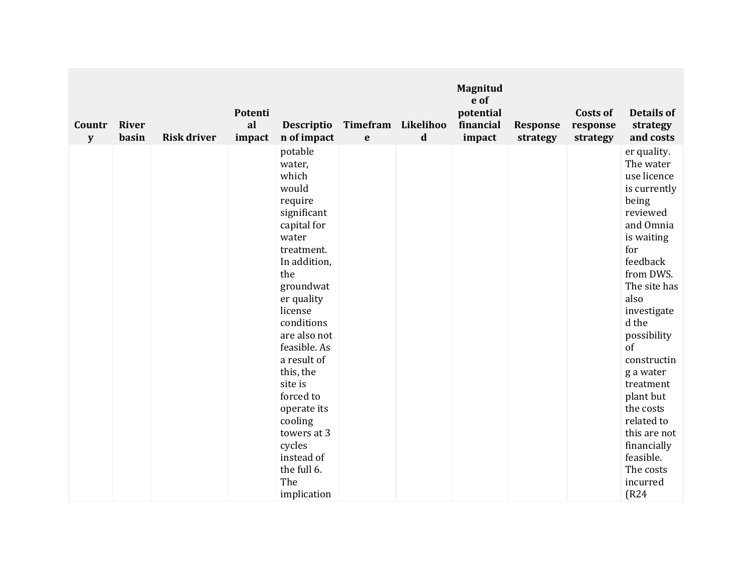| Country | River basin | Risk driver | Potential impact | Description of impact | Timeframe | Likelihood | Magnitude of potential financial impact | Response strategy | Costs of response strategy | Details of strategy and costs |
|---|---|---|---|---|---|---|---|---|---|---|
| | | | | potable water, which would require significant capital for water treatment. In addition, the groundwater quality license conditions are also not feasible. As a result of this, the site is forced to operate its cooling towers at 3 cycles instead of the full 6. The implication | | | | | | er quality. The water use licence is currently being reviewed and Omnia is waiting for feedback from DWS. The site has also investigated the possibility of constructing a water treatment plant but the costs related to this are not financially feasible. The costs incurred (R24 |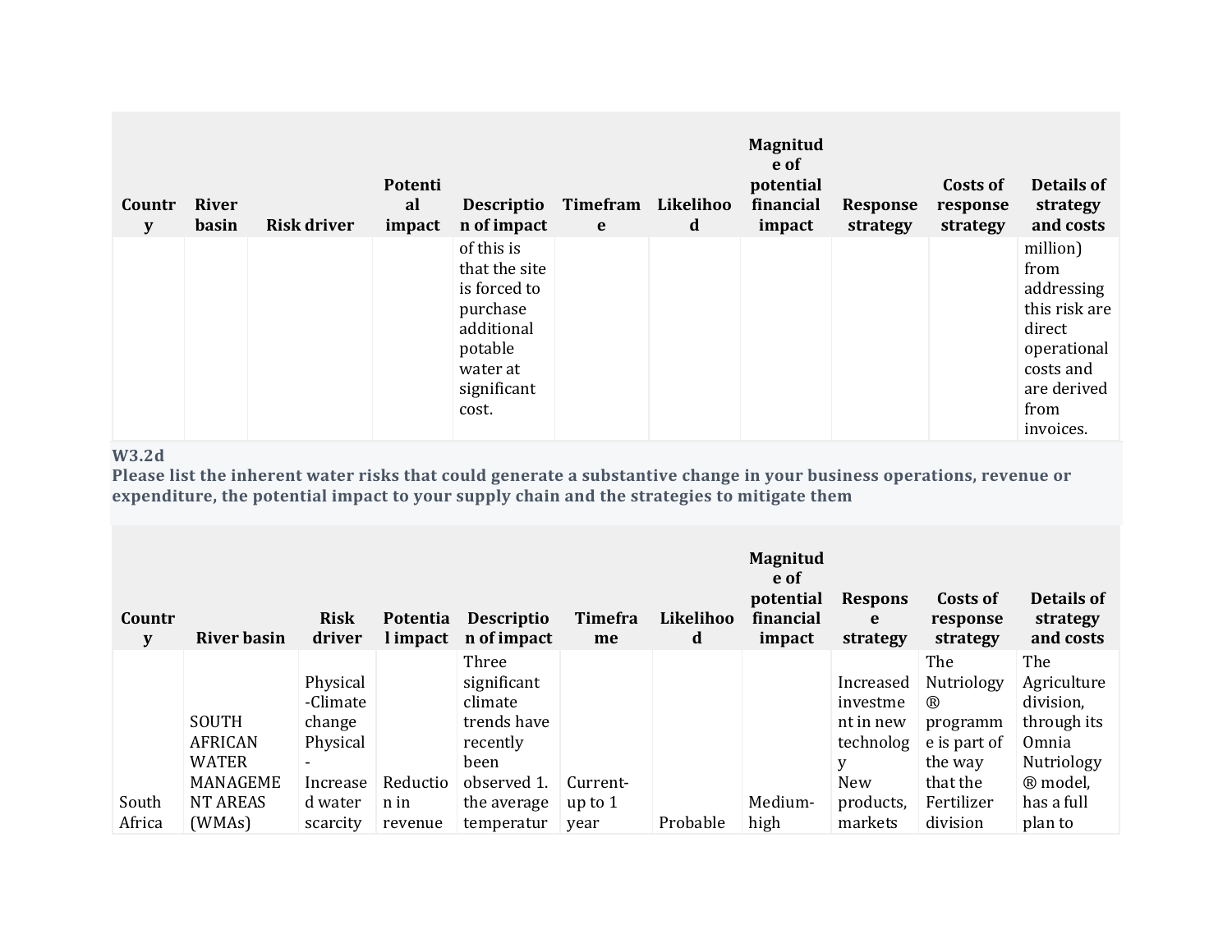| Country | River basin | Risk driver | Potential impact | Description of impact | Timeframe | Likelihood | Magnitude of potential financial impact | Response strategy | Costs of response strategy | Details of strategy and costs |
|---|---|---|---|---|---|---|---|---|---|---|
| | | | | of this is that the site is forced to purchase additional potable water at significant cost. | | | | | | million) from addressing this risk are direct operational costs and are derived from invoices. |

**W3.2d**
**Please list the inherent water risks that could generate a substantive change in your business operations, revenue or expenditure, the potential impact to your supply chain and the strategies to mitigate them**

| Country | River basin | Risk driver | Potential impact | Description of impact | Timeframe | Likelihood | Magnitude of potential financial impact | Response strategy | Costs of response strategy | Details of strategy and costs |
|---|---|---|---|---|---|---|---|---|---|---|
| South Africa | SOUTH AFRICAN WATER MANAGEMENT AREAS (WMAs) | Physical-Climate change Physical-Increased water scarcity | Reduction in revenue | Three significant climate trends have recently been observed 1. the average temperatur | Current-up to 1 year | Probable | Medium-high | Increased investment in new technology New products, markets | The Nutriology ® programme is part of the way that the Fertilizer division | The Agriculture division, through its Omnia Nutriology ® model, has a full plan to |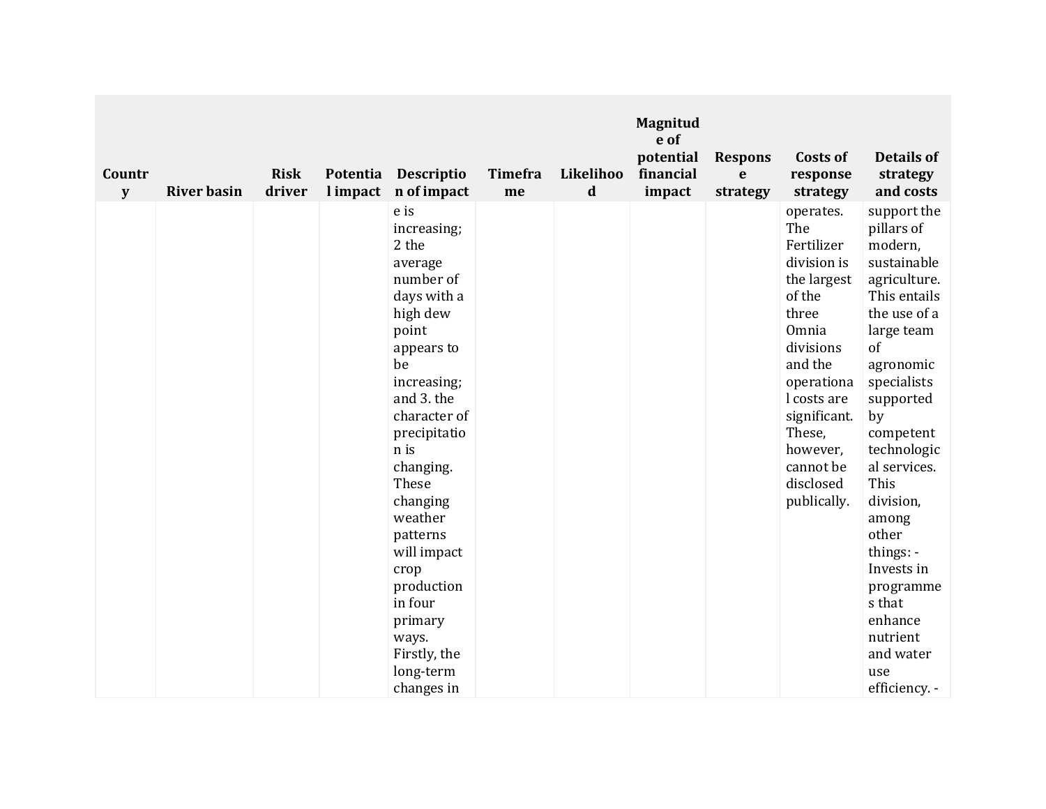| Country | River basin | Risk driver | Potential impact | Description of impact | Timeframe | Likelihood | Magnitude of potential financial impact | Response strategy | Costs of response strategy | Details of strategy and costs |
|---|---|---|---|---|---|---|---|---|---|---|
| | | | | e is increasing; 2 the average number of days with a high dew point appears to be increasing; and 3. the character of precipitation is changing. These changing weather patterns will impact crop production in four primary ways. Firstly, the long-term changes in | | | | | operates. The Fertilizer division is the largest of the three Omnia divisions and the operational costs are significant. These, however, cannot be disclosed publically. | support the pillars of modern, sustainable agriculture. This entails the use of a large team of agronomic specialists supported by competent technological services. This division, among other things: - Invests in programmes that enhance nutrient and water use efficiency. - |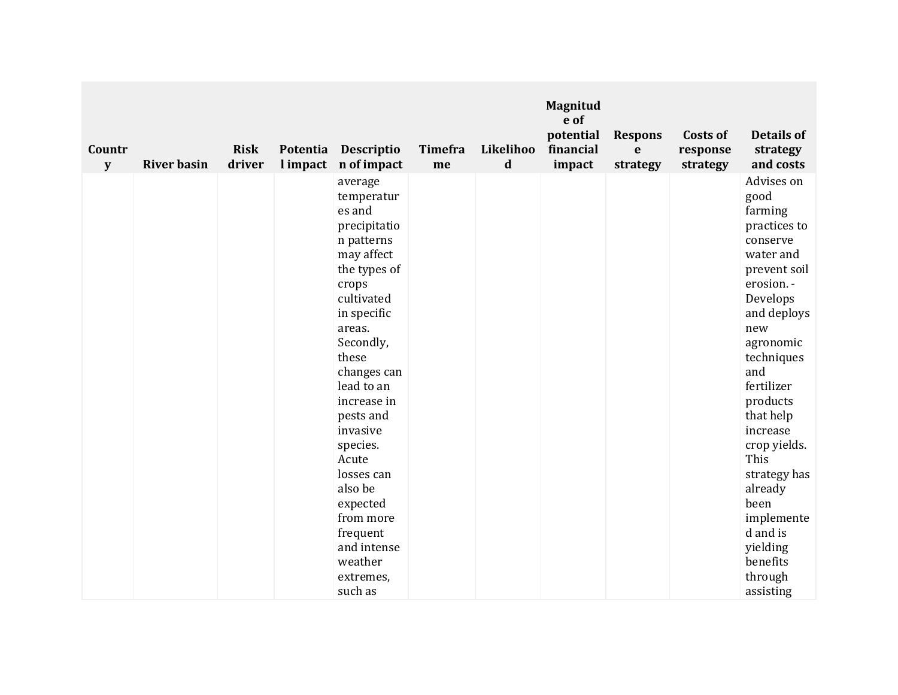| Country | River basin | Risk driver | Potential impact | Description of impact | Timeframe | Likelihood | Magnitude of potential financial impact | Response strategy | Costs of response strategy | Details of strategy and costs |
|---|---|---|---|---|---|---|---|---|---|---|
| | | | | average temperatures and precipitation patterns may affect the types of crops cultivated in specific areas. Secondly, these changes can lead to an increase in pests and invasive species. Acute losses can also be expected from more frequent and intense weather extremes, such as | | | | | | Advises on good farming practices to conserve water and prevent soil erosion. - Develops and deploys new agronomic techniques and fertilizer products that help increase crop yields. This strategy has already been implemented and is yielding benefits through assisting |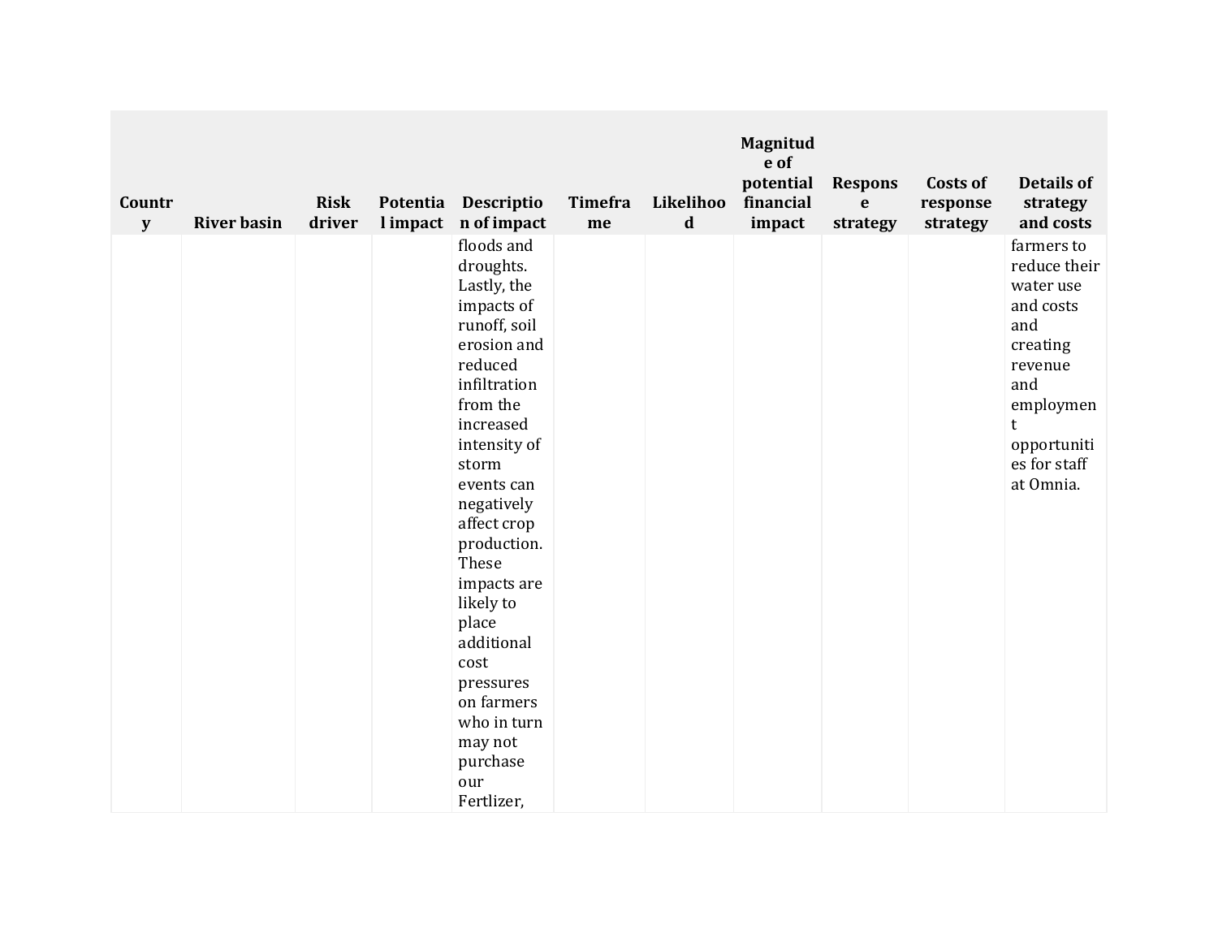| Country | River basin | Risk driver | Potential impact | Description of impact | Timeframe | Likelihood | Magnitude of potential financial impact | Response strategy | Costs of response strategy | Details of strategy and costs |
|---|---|---|---|---|---|---|---|---|---|---|
| | | | | floods and droughts. Lastly, the impacts of runoff, soil erosion and reduced infiltration from the increased intensity of storm events can negatively affect crop production. These impacts are likely to place additional cost pressures on farmers who in turn may not purchase our Fertlizer, | | | | | | farmers to reduce their water use and costs and creating revenue and employment opportunities for staff at Omnia. |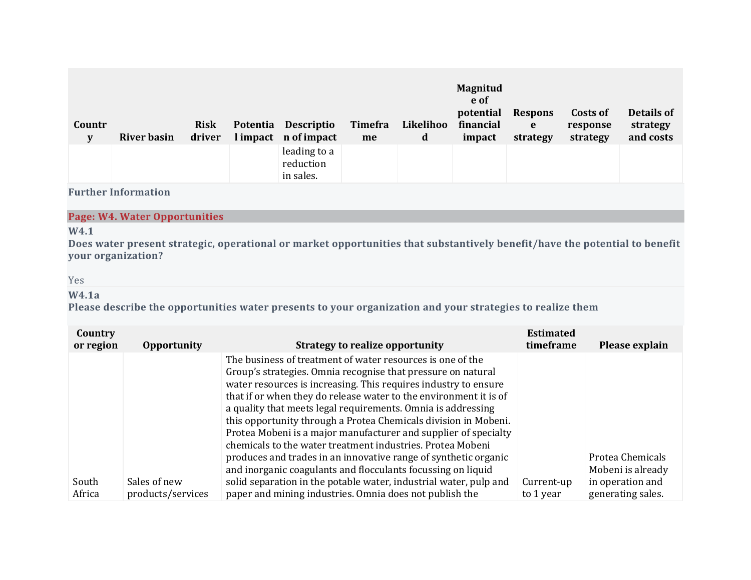| Country | River basin | Risk driver | Potential impact | Description of impact | Timeframe | Likelihood | Magnitude of potential financial impact | Response strategy | Costs of response strategy | Details of strategy and costs |
|---|---|---|---|---|---|---|---|---|---|---|
| | | | | leading to a reduction in sales. | | | | | | |

**Further Information**

## Page: W4. Water Opportunities

### W4.1

**Does water present strategic, operational or market opportunities that substantively benefit/have the potential to benefit your organization?**

Yes

### W4.1a

**Please describe the opportunities water presents to your organization and your strategies to realize them**

| Country or region | Opportunity | Strategy to realize opportunity | Estimated timeframe | Please explain |
|---|---|---|---|---|
| South Africa | Sales of new products/services | The business of treatment of water resources is one of the Group's strategies. Omnia recognise that pressure on natural water resources is increasing. This requires industry to ensure that if or when they do release water to the environment it is of a quality that meets legal requirements. Omnia is addressing this opportunity through a Protea Chemicals division in Mobeni. Protea Mobeni is a major manufacturer and supplier of specialty chemicals to the water treatment industries. Protea Mobeni produces and trades in an innovative range of synthetic organic and inorganic coagulants and flocculants focussing on liquid solid separation in the potable water, industrial water, pulp and paper and mining industries. Omnia does not publish the | Current-up to 1 year | Protea Chemicals Mobeni is already in operation and generating sales. |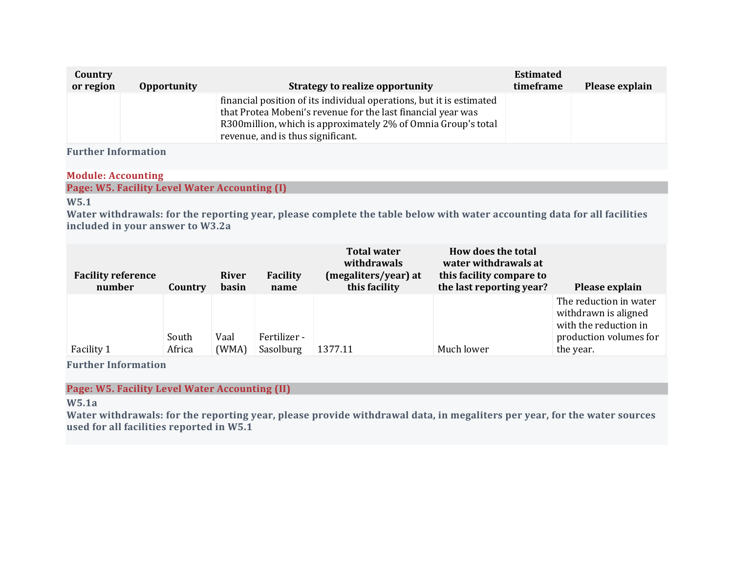| Country or region | Opportunity | Strategy to realize opportunity | Estimated timeframe | Please explain |
|---|---|---|---|---|
| | | financial position of its individual operations, but it is estimated that Protea Mobeni's revenue for the last financial year was R300million, which is approximately 2% of Omnia Group's total revenue, and is thus significant. | | |

**Further Information**

## Module: Accounting

### Page: W5. Facility Level Water Accounting (I)

**W5.1**

**Water withdrawals: for the reporting year, please complete the table below with water accounting data for all facilities included in your answer to W3.2a**

| Facility reference number | Country | River basin | Facility name | Total water withdrawals (megaliters/year) at this facility | How does the total water withdrawals at this facility compare to the last reporting year? | Please explain |
|---|---|---|---|---|---|---|
| Facility 1 | South Africa | Vaal (WMA) | Fertilizer - Sasolburg | 1377.11 | Much lower | The reduction in water withdrawn is aligned with the reduction in production volumes for the year. |

**Further Information**

### Page: W5. Facility Level Water Accounting (II)

**W5.1a**

**Water withdrawals: for the reporting year, please provide withdrawal data, in megaliters per year, for the water sources used for all facilities reported in W5.1**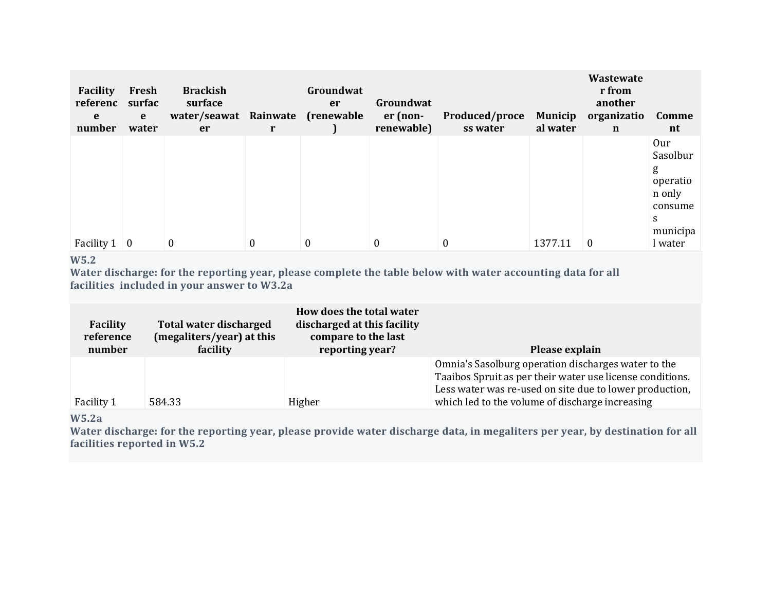| Facility reference number | Fresh surface water | Brackish surface water/seawater | Rainwater | Groundwater (renewable) | Groundwater (non-renewable) | Produced/process water | Municipal water | Wastewater from another organization | Comment |
|---|---|---|---|---|---|---|---|---|---|
| Facility 1 | 0 | 0 | 0 | 0 | 0 | 0 | 1377.11 | 0 | Our Sasolburg operation only consumes municipal water |

**W5.2**
**Water discharge: for the reporting year, please complete the table below with water accounting data for all facilities included in your answer to W3.2a**

| Facility reference number | Total water discharged (megaliters/year) at this facility | How does the total water discharged at this facility compare to the last reporting year? | Please explain |
|---|---|---|---|
| Facility 1 | 584.33 | Higher | Omnia's Sasolburg operation discharges water to the Taaibos Spruit as per their water use license conditions. Less water was re-used on site due to lower production, which led to the volume of discharge increasing |

**W5.2a**
**Water discharge: for the reporting year, please provide water discharge data, in megaliters per year, by destination for all facilities reported in W5.2**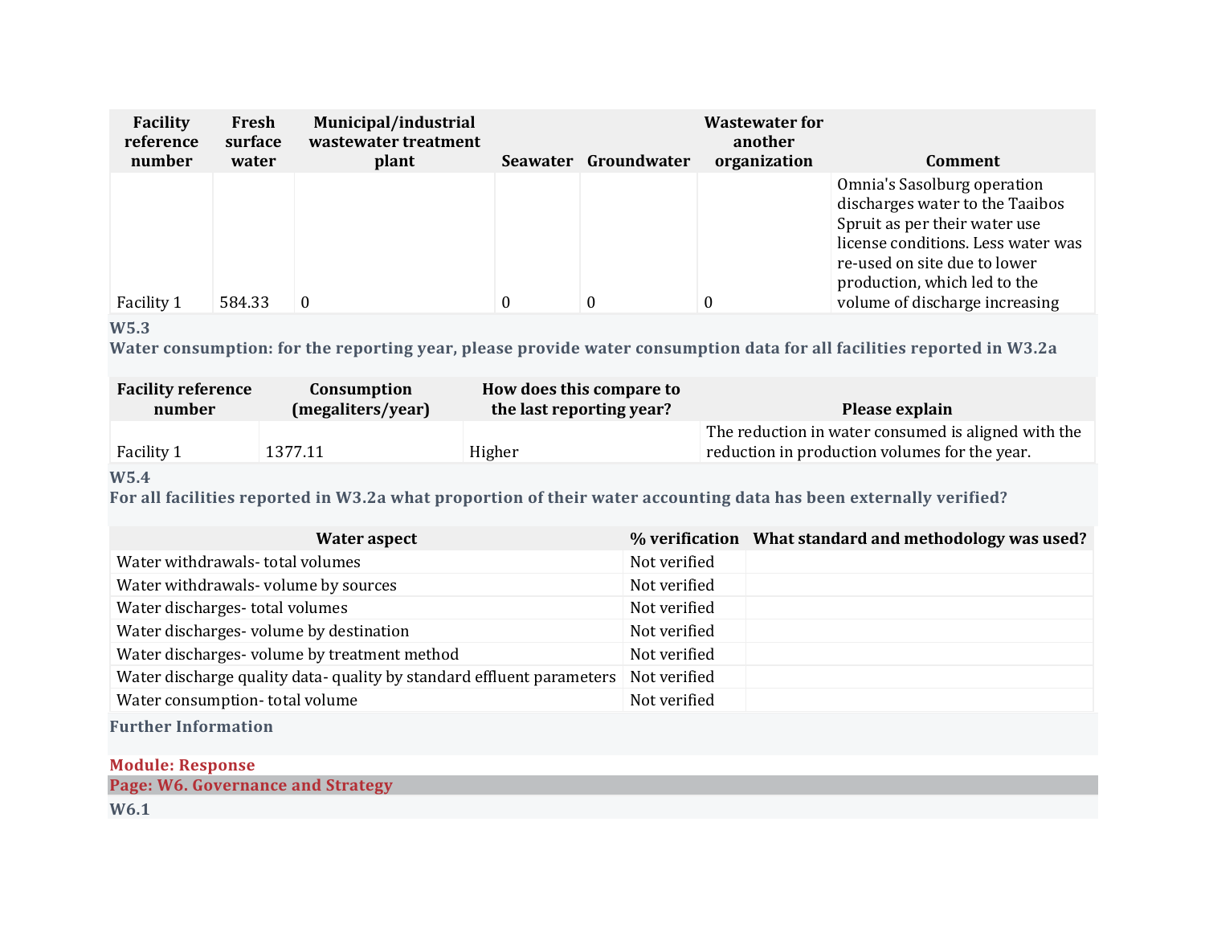| Facility reference number | Fresh surface water | Municipal/industrial wastewater treatment plant | Seawater | Groundwater | Wastewater for another organization | Comment |
|---|---|---|---|---|---|---|
| Facility 1 | 584.33 | 0 | 0 | 0 | 0 | Omnia's Sasolburg operation discharges water to the Taaibos Spruit as per their water use license conditions. Less water was re-used on site due to lower production, which led to the volume of discharge increasing |

### W5.3

**Water consumption: for the reporting year, please provide water consumption data for all facilities reported in W3.2a**

| Facility reference number | Consumption (megaliters/year) | How does this compare to the last reporting year? | Please explain |
|---|---|---|---|
| Facility 1 | 1377.11 | Higher | The reduction in water consumed is aligned with the reduction in production volumes for the year. |

### W5.4

**For all facilities reported in W3.2a what proportion of their water accounting data has been externally verified?**

| Water aspect | % verification | What standard and methodology was used? |
|---|---|---|
| Water withdrawals- total volumes | Not verified | |
| Water withdrawals- volume by sources | Not verified | |
| Water discharges- total volumes | Not verified | |
| Water discharges- volume by destination | Not verified | |
| Water discharges- volume by treatment method | Not verified | |
| Water discharge quality data- quality by standard effluent parameters | Not verified | |
| Water consumption- total volume | Not verified | |

**Further Information**

## Module: Response

## Page: W6. Governance and Strategy

### W6.1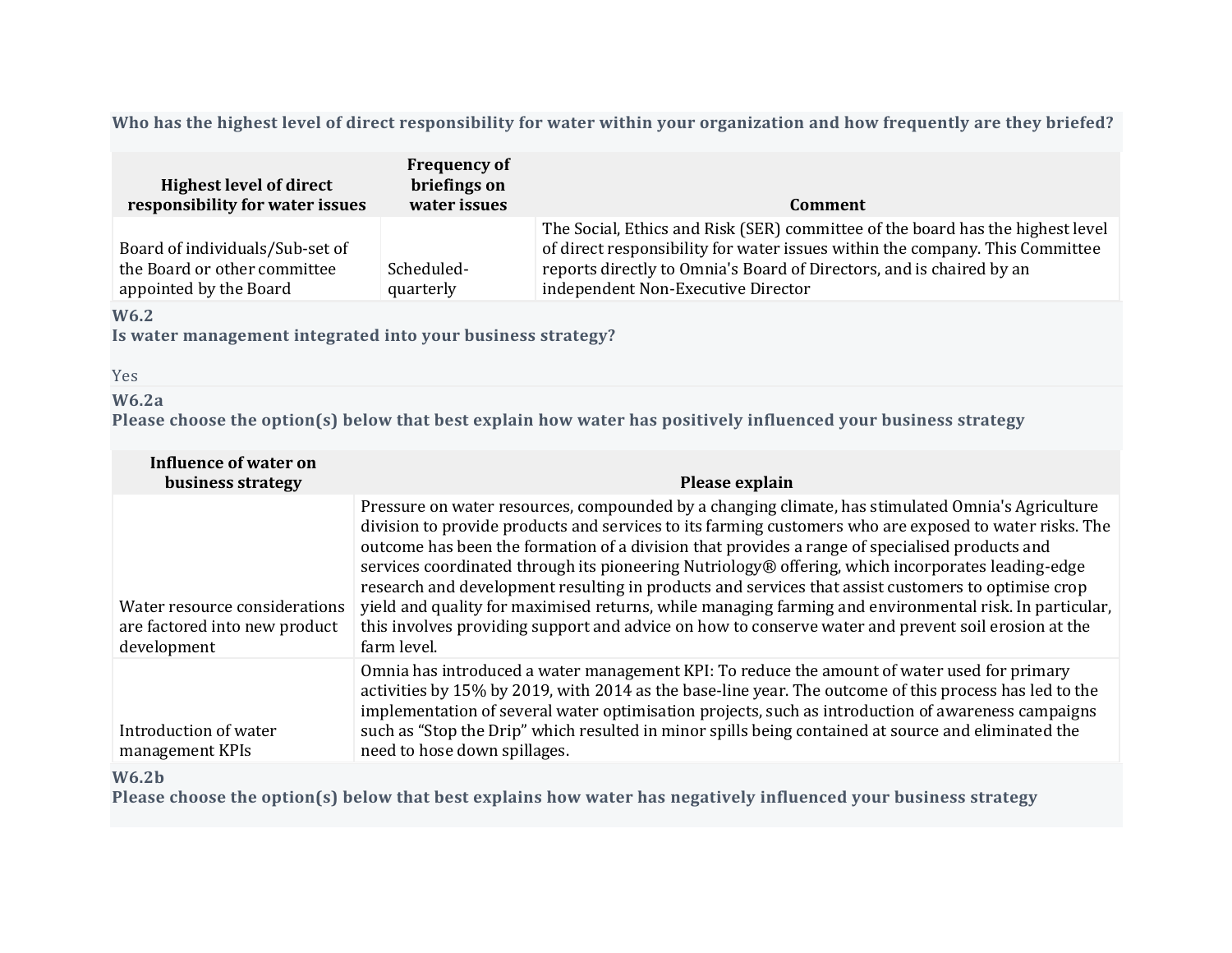**Who has the highest level of direct responsibility for water within your organization and how frequently are they briefed?**

| Highest level of direct responsibility for water issues | Frequency of briefings on water issues | Comment |
|---|---|---|
| Board of individuals/Sub-set of the Board or other committee appointed by the Board | Scheduled- quarterly | The Social, Ethics and Risk (SER) committee of the board has the highest level of direct responsibility for water issues within the company. This Committee reports directly to Omnia's Board of Directors, and is chaired by an independent Non-Executive Director |

### W6.2

**Is water management integrated into your business strategy?**

Yes

### W6.2a

**Please choose the option(s) below that best explain how water has positively influenced your business strategy**

| Influence of water on business strategy | Please explain |
|---|---|
| Water resource considerations are factored into new product development | Pressure on water resources, compounded by a changing climate, has stimulated Omnia's Agriculture division to provide products and services to its farming customers who are exposed to water risks. The outcome has been the formation of a division that provides a range of specialised products and services coordinated through its pioneering Nutriology® offering, which incorporates leading-edge research and development resulting in products and services that assist customers to optimise crop yield and quality for maximised returns, while managing farming and environmental risk. In particular, this involves providing support and advice on how to conserve water and prevent soil erosion at the farm level. |
| Introduction of water management KPIs | Omnia has introduced a water management KPI: To reduce the amount of water used for primary activities by 15% by 2019, with 2014 as the base-line year. The outcome of this process has led to the implementation of several water optimisation projects, such as introduction of awareness campaigns such as "Stop the Drip" which resulted in minor spills being contained at source and eliminated the need to hose down spillages. |

### W6.2b

**Please choose the option(s) below that best explains how water has negatively influenced your business strategy**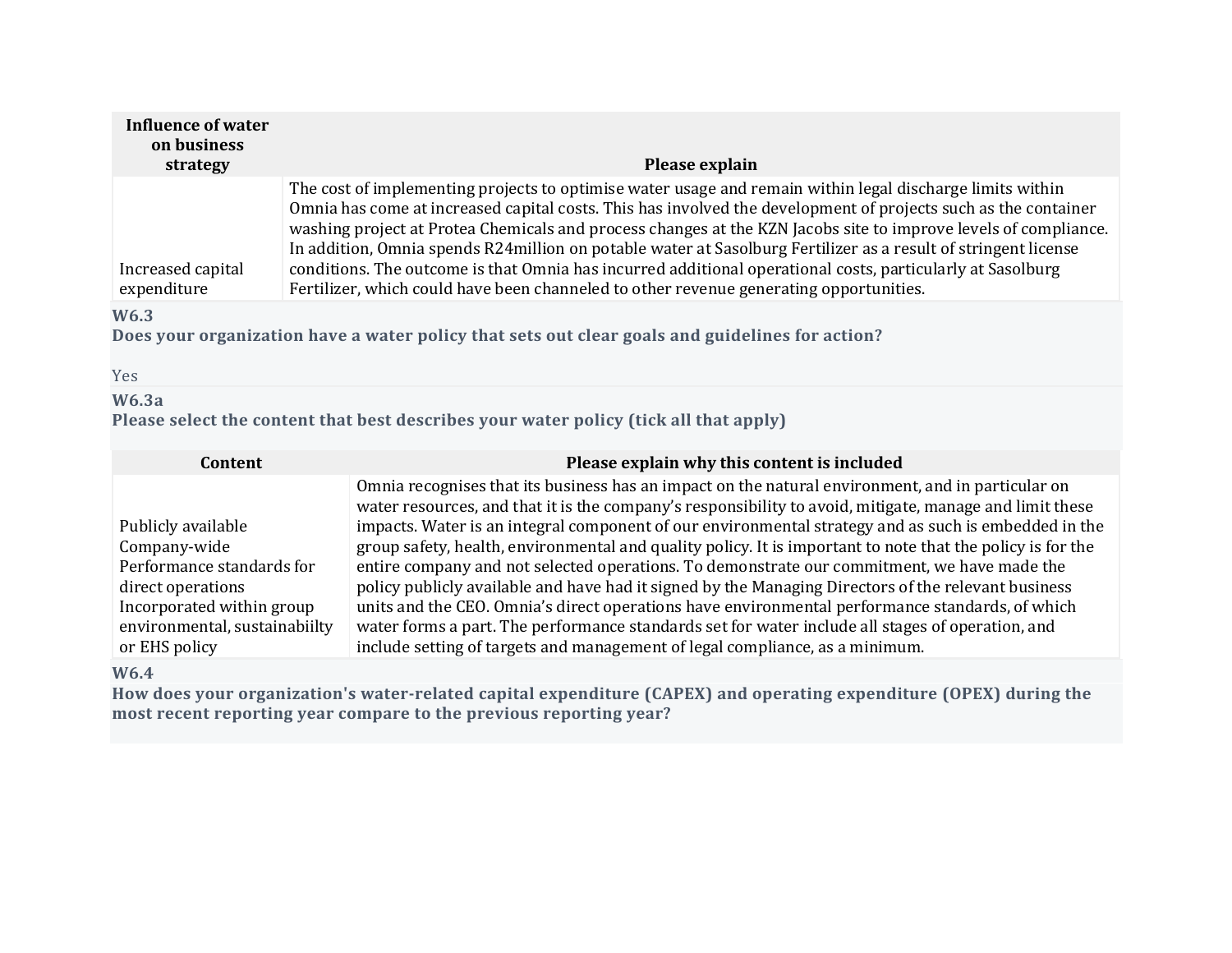| Influence of water on business strategy | Please explain |
|---|---|
| Increased capital expenditure | The cost of implementing projects to optimise water usage and remain within legal discharge limits within Omnia has come at increased capital costs. This has involved the development of projects such as the container washing project at Protea Chemicals and process changes at the KZN Jacobs site to improve levels of compliance. In addition, Omnia spends R24million on potable water at Sasolburg Fertilizer as a result of stringent license conditions. The outcome is that Omnia has incurred additional operational costs, particularly at Sasolburg Fertilizer, which could have been channeled to other revenue generating opportunities. |

**W6.3**

**Does your organization have a water policy that sets out clear goals and guidelines for action?**

Yes

**W6.3a**

**Please select the content that best describes your water policy (tick all that apply)**

| Content | Please explain why this content is included |
|---|---|
| Publicly available<br>Company-wide<br>Performance standards for direct operations<br>Incorporated within group environmental, sustainabiilty or EHS policy | Omnia recognises that its business has an impact on the natural environment, and in particular on water resources, and that it is the company's responsibility to avoid, mitigate, manage and limit these impacts. Water is an integral component of our environmental strategy and as such is embedded in the group safety, health, environmental and quality policy. It is important to note that the policy is for the entire company and not selected operations. To demonstrate our commitment, we have made the policy publicly available and have had it signed by the Managing Directors of the relevant business units and the CEO. Omnia's direct operations have environmental performance standards, of which water forms a part. The performance standards set for water include all stages of operation, and include setting of targets and management of legal compliance, as a minimum. |

**W6.4**

**How does your organization's water-related capital expenditure (CAPEX) and operating expenditure (OPEX) during the most recent reporting year compare to the previous reporting year?**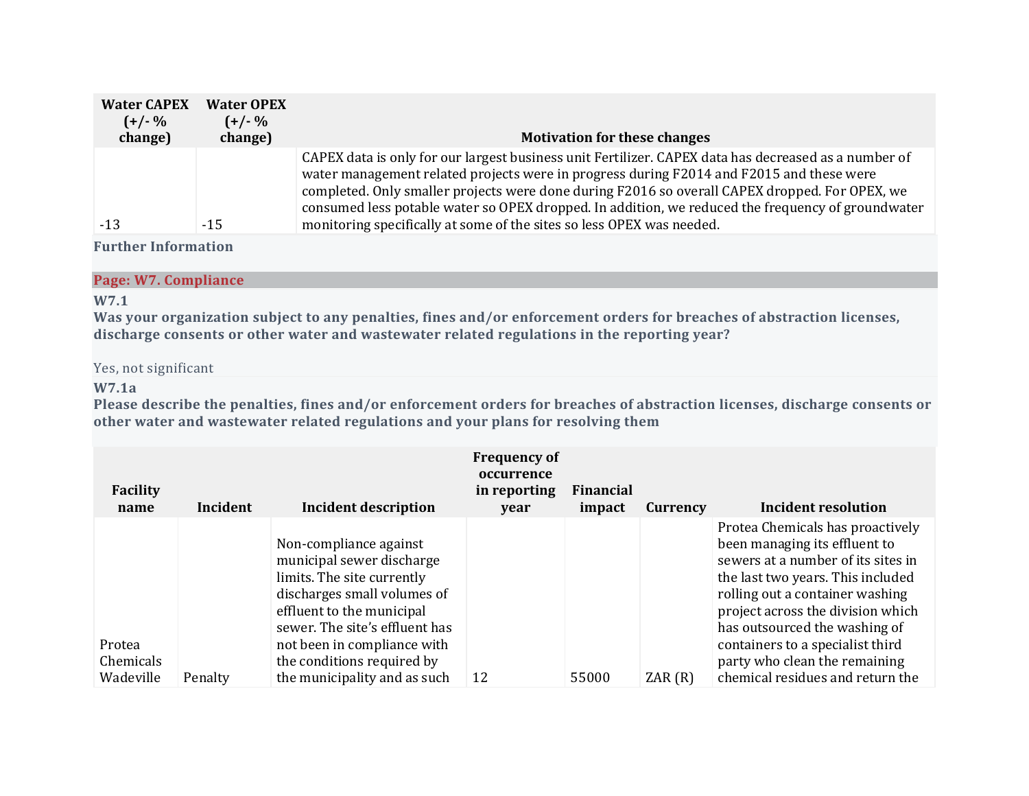| Water CAPEX (+/- % change) | Water OPEX (+/- % change) | Motivation for these changes |
|---|---|---|
| -13 | -15 | CAPEX data is only for our largest business unit Fertilizer. CAPEX data has decreased as a number of water management related projects were in progress during F2014 and F2015 and these were completed. Only smaller projects were done during F2016 so overall CAPEX dropped. For OPEX, we consumed less potable water so OPEX dropped. In addition, we reduced the frequency of groundwater monitoring specifically at some of the sites so less OPEX was needed. |

**Further Information**

## Page: W7. Compliance

**W7.1**

**Was your organization subject to any penalties, fines and/or enforcement orders for breaches of abstraction licenses, discharge consents or other water and wastewater related regulations in the reporting year?**

Yes, not significant

**W7.1a**

**Please describe the penalties, fines and/or enforcement orders for breaches of abstraction licenses, discharge consents or other water and wastewater related regulations and your plans for resolving them**

| Facility name | Incident | Incident description | Frequency of occurrence in reporting year | Financial impact | Currency | Incident resolution |
|---|---|---|---|---|---|---|
| Protea Chemicals Wadeville | Penalty | Non-compliance against municipal sewer discharge limits. The site currently discharges small volumes of effluent to the municipal sewer. The site's effluent has not been in compliance with the conditions required by the municipality and as such | 12 | 55000 | ZAR (R) | Protea Chemicals has proactively been managing its effluent to sewers at a number of its sites in the last two years. This included rolling out a container washing project across the division which has outsourced the washing of containers to a specialist third party who clean the remaining chemical residues and return the |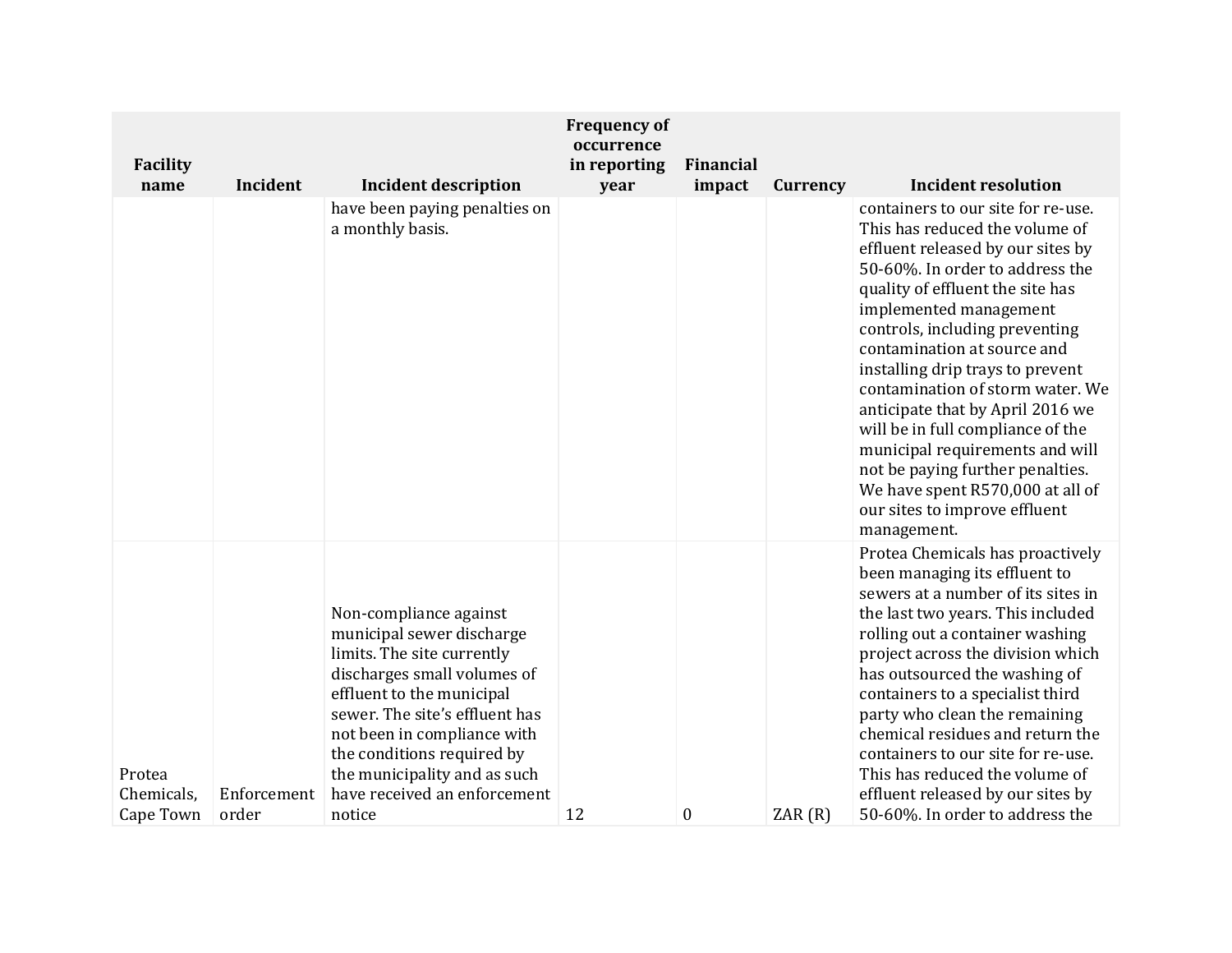| Facility name | Incident | Incident description | Frequency of occurrence in reporting year | Financial impact | Currency | Incident resolution |
|---|---|---|---|---|---|---|
| | | have been paying penalties on a monthly basis. | | | | containers to our site for re-use. This has reduced the volume of effluent released by our sites by 50-60%. In order to address the quality of effluent the site has implemented management controls, including preventing contamination at source and installing drip trays to prevent contamination of storm water. We anticipate that by April 2016 we will be in full compliance of the municipal requirements and will not be paying further penalties. We have spent R570,000 at all of our sites to improve effluent management. |
| Protea Chemicals, Cape Town | Enforcement order | Non-compliance against municipal sewer discharge limits. The site currently discharges small volumes of effluent to the municipal sewer. The site's effluent has not been in compliance with the conditions required by the municipality and as such have received an enforcement notice | 12 | 0 | ZAR (R) | Protea Chemicals has proactively been managing its effluent to sewers at a number of its sites in the last two years. This included rolling out a container washing project across the division which has outsourced the washing of containers to a specialist third party who clean the remaining chemical residues and return the containers to our site for re-use. This has reduced the volume of effluent released by our sites by 50-60%. In order to address the |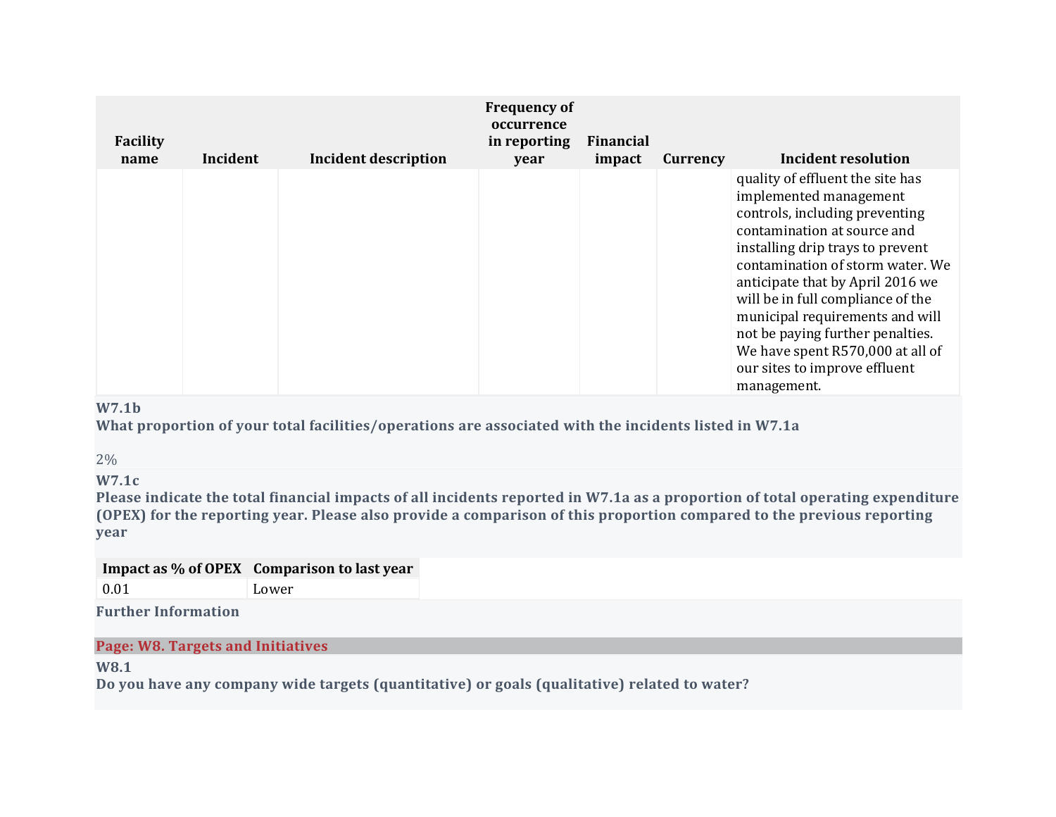| Facility name | Incident | Incident description | Frequency of occurrence in reporting year | Financial impact | Currency | Incident resolution |
|---|---|---|---|---|---|---|
| | | | | | | quality of effluent the site has implemented management controls, including preventing contamination at source and installing drip trays to prevent contamination of storm water. We anticipate that by April 2016 we will be in full compliance of the municipal requirements and will not be paying further penalties. We have spent R570,000 at all of our sites to improve effluent management. |

**W7.1b**

**What proportion of your total facilities/operations are associated with the incidents listed in W7.1a**

2%

**W7.1c**

**Please indicate the total financial impacts of all incidents reported in W7.1a as a proportion of total operating expenditure (OPEX) for the reporting year. Please also provide a comparison of this proportion compared to the previous reporting year**

| Impact as % of OPEX | Comparison to last year |
|---|---|
| 0.01 | Lower |

**Further Information**

## Page: W8. Targets and Initiatives

**W8.1**

**Do you have any company wide targets (quantitative) or goals (qualitative) related to water?**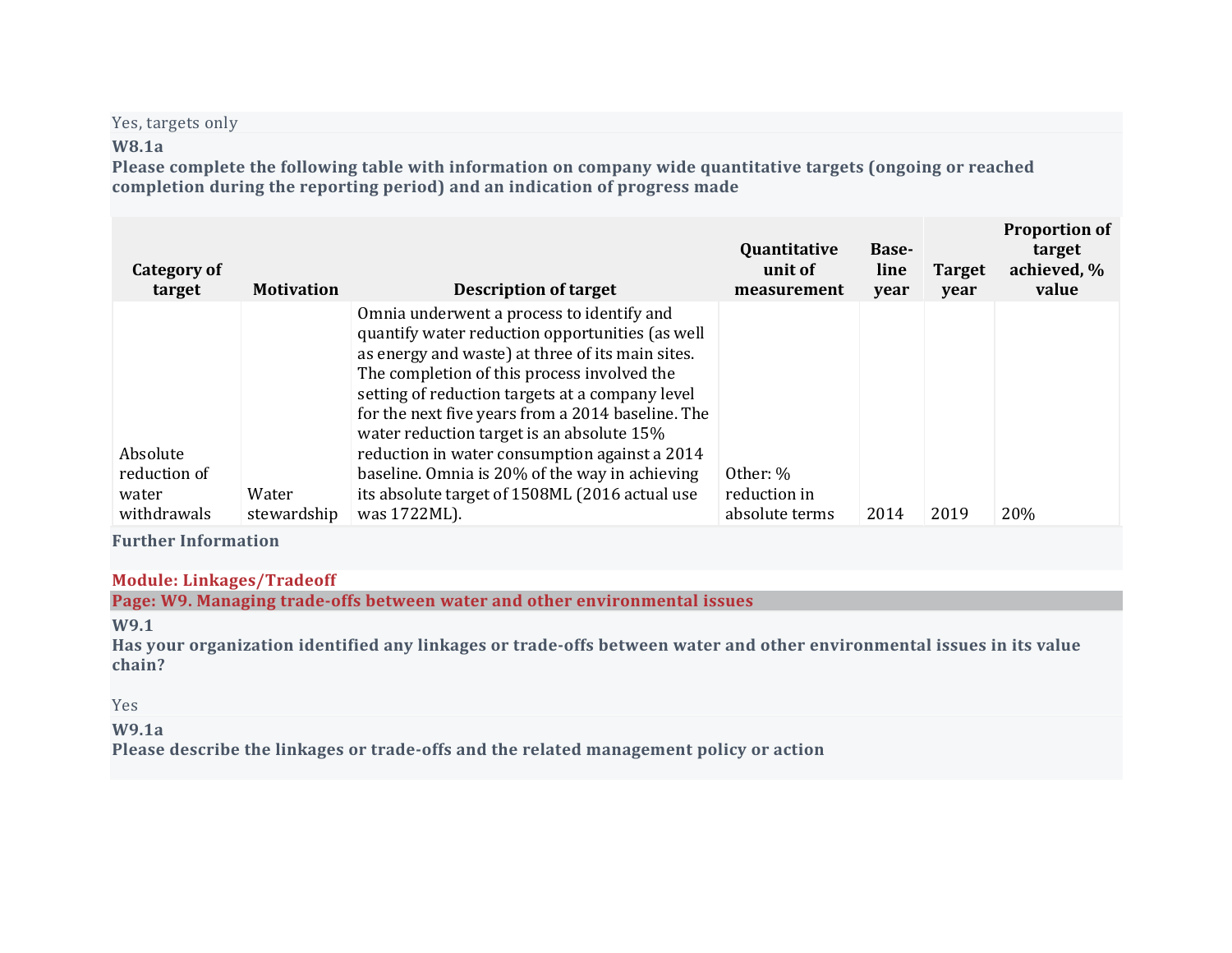Yes, targets only

**W8.1a**

**Please complete the following table with information on company wide quantitative targets (ongoing or reached completion during the reporting period) and an indication of progress made**

| Category of target | Motivation | Description of target | Quantitative unit of measurement | Base-line year | Target year | Proportion of target achieved, % value |
|---|---|---|---|---|---|---|
| Absolute reduction of water withdrawals | Water stewardship | Omnia underwent a process to identify and quantify water reduction opportunities (as well as energy and waste) at three of its main sites. The completion of this process involved the setting of reduction targets at a company level for the next five years from a 2014 baseline. The water reduction target is an absolute 15% reduction in water consumption against a 2014 baseline. Omnia is 20% of the way in achieving its absolute target of 1508ML (2016 actual use was 1722ML). | Other: % reduction in absolute terms | 2014 | 2019 | 20% |

**Further Information**

**Module: Linkages/Tradeoff**

**Page: W9. Managing trade-offs between water and other environmental issues**

**W9.1**

**Has your organization identified any linkages or trade-offs between water and other environmental issues in its value chain?**

Yes

**W9.1a**

**Please describe the linkages or trade-offs and the related management policy or action**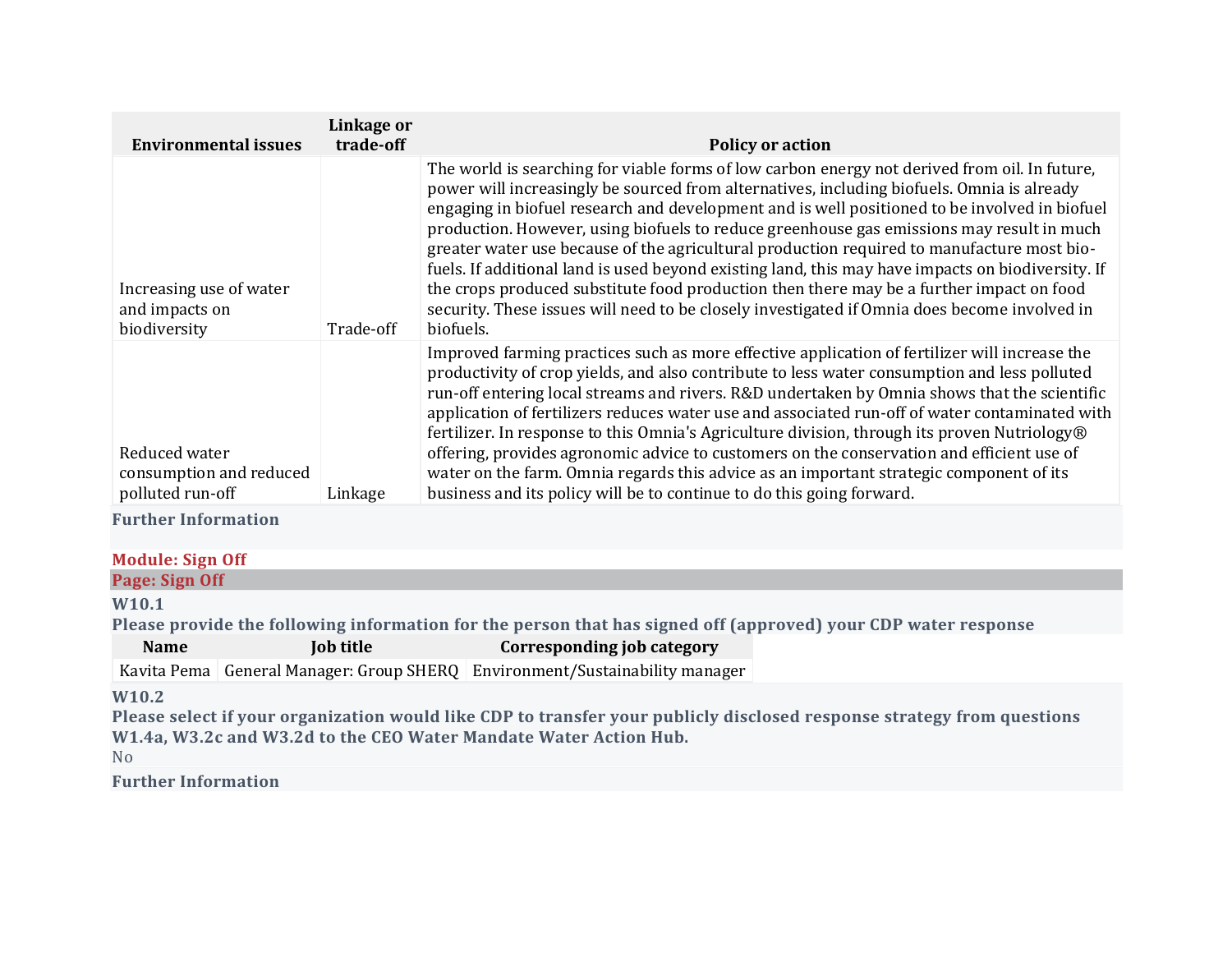| Environmental issues | Linkage or trade-off | Policy or action |
|---|---|---|
| Increasing use of water and impacts on biodiversity | Trade-off | The world is searching for viable forms of low carbon energy not derived from oil. In future, power will increasingly be sourced from alternatives, including biofuels. Omnia is already engaging in biofuel research and development and is well positioned to be involved in biofuel production. However, using biofuels to reduce greenhouse gas emissions may result in much greater water use because of the agricultural production required to manufacture most bio-fuels. If additional land is used beyond existing land, this may have impacts on biodiversity. If the crops produced substitute food production then there may be a further impact on food security. These issues will need to be closely investigated if Omnia does become involved in biofuels. |
| Reduced water consumption and reduced polluted run-off | Linkage | Improved farming practices such as more effective application of fertilizer will increase the productivity of crop yields, and also contribute to less water consumption and less polluted run-off entering local streams and rivers. R&D undertaken by Omnia shows that the scientific application of fertilizers reduces water use and associated run-off of water contaminated with fertilizer. In response to this Omnia's Agriculture division, through its proven Nutriology® offering, provides agronomic advice to customers on the conservation and efficient use of water on the farm. Omnia regards this advice as an important strategic component of its business and its policy will be to continue to do this going forward. |

**Further Information**

## Module: Sign Off

### Page: Sign Off

**W10.1**

**Please provide the following information for the person that has signed off (approved) your CDP water response**

| Name | Job title | Corresponding job category |
|---|---|---|
| Kavita Pema | General Manager: Group SHERQ | Environment/Sustainability manager |

**W10.2**

**Please select if your organization would like CDP to transfer your publicly disclosed response strategy from questions W1.4a, W3.2c and W3.2d to the CEO Water Mandate Water Action Hub.**

No

**Further Information**